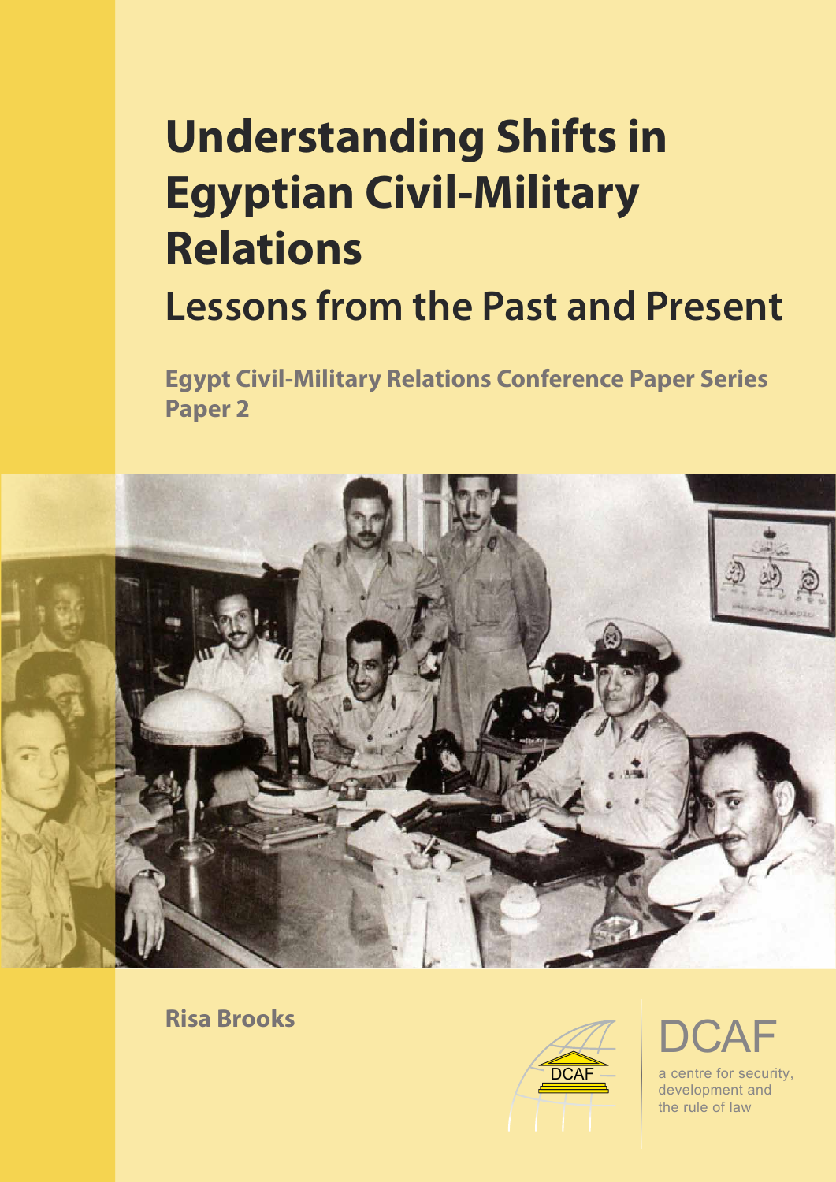# Understanding Shifts in Egyptian Civil-Military Relations

## Lessons from the Past and Present

**Egypt Civil-Military Relations Conference Paper Series**
**Paper 2**

**Risa Brooks**

DCAF

a centre for security, development and the rule of law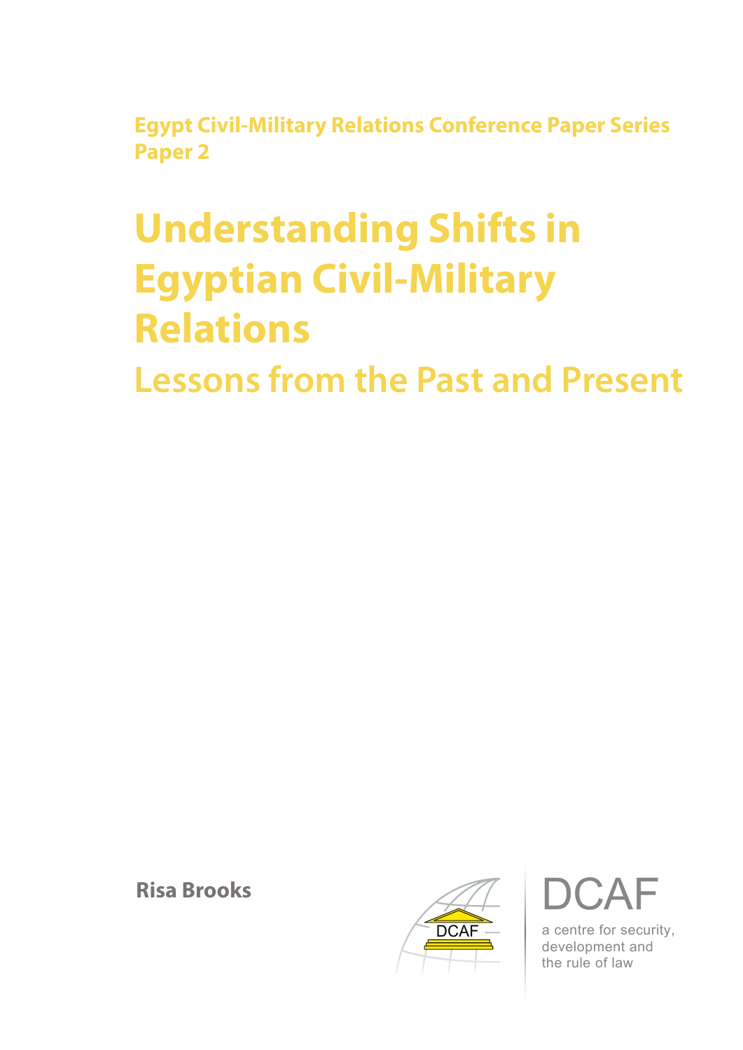Egypt Civil-Military Relations Conference Paper Series
Paper 2

# Understanding Shifts in Egyptian Civil-Military Relations

## Lessons from the Past and Present

**Risa Brooks**

DCAF

a centre for security, development and the rule of law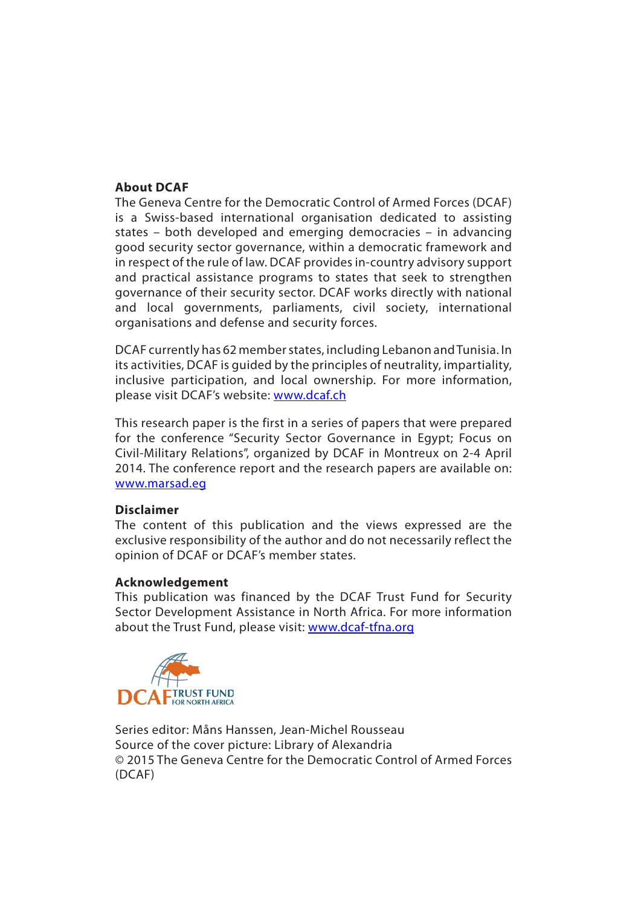**About DCAF**

The Geneva Centre for the Democratic Control of Armed Forces (DCAF) is a Swiss-based international organisation dedicated to assisting states – both developed and emerging democracies – in advancing good security sector governance, within a democratic framework and in respect of the rule of law. DCAF provides in-country advisory support and practical assistance programs to states that seek to strengthen governance of their security sector. DCAF works directly with national and local governments, parliaments, civil society, international organisations and defense and security forces.

DCAF currently has 62 member states, including Lebanon and Tunisia. In its activities, DCAF is guided by the principles of neutrality, impartiality, inclusive participation, and local ownership. For more information, please visit DCAF's website: www.dcaf.ch

This research paper is the first in a series of papers that were prepared for the conference "Security Sector Governance in Egypt; Focus on Civil-Military Relations", organized by DCAF in Montreux on 2-4 April 2014. The conference report and the research papers are available on: www.marsad.eg

**Disclaimer**

The content of this publication and the views expressed are the exclusive responsibility of the author and do not necessarily reflect the opinion of DCAF or DCAF's member states.

**Acknowledgement**

This publication was financed by the DCAF Trust Fund for Security Sector Development Assistance in North Africa. For more information about the Trust Fund, please visit: www.dcaf-tfna.org

DCAF TRUST FUND FOR NORTH AFRICA

Series editor: Måns Hanssen, Jean-Michel Rousseau
Source of the cover picture: Library of Alexandria
© 2015 The Geneva Centre for the Democratic Control of Armed Forces (DCAF)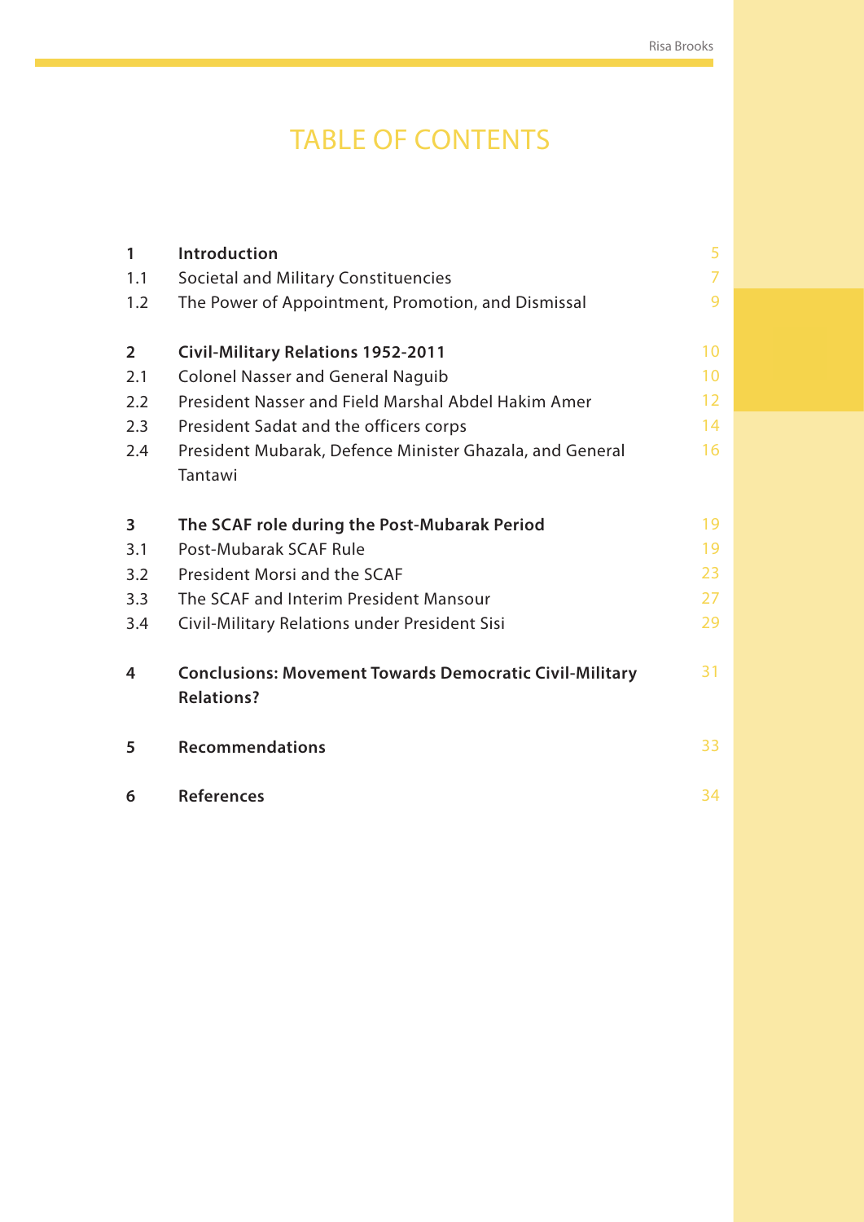# TABLE OF CONTENTS

| | | |
|---|---|---|
| **1** | **Introduction** | 5 |
| 1.1 | Societal and Military Constituencies | 7 |
| 1.2 | The Power of Appointment, Promotion, and Dismissal | 9 |
| **2** | **Civil-Military Relations 1952-2011** | 10 |
| 2.1 | Colonel Nasser and General Naguib | 10 |
| 2.2 | President Nasser and Field Marshal Abdel Hakim Amer | 12 |
| 2.3 | President Sadat and the officers corps | 14 |
| 2.4 | President Mubarak, Defence Minister Ghazala, and General Tantawi | 16 |
| **3** | **The SCAF role during the Post-Mubarak Period** | 19 |
| 3.1 | Post-Mubarak SCAF Rule | 19 |
| 3.2 | President Morsi and the SCAF | 23 |
| 3.3 | The SCAF and Interim President Mansour | 27 |
| 3.4 | Civil-Military Relations under President Sisi | 29 |
| **4** | **Conclusions: Movement Towards Democratic Civil-Military Relations?** | 31 |
| **5** | **Recommendations** | 33 |
| **6** | **References** | 34 |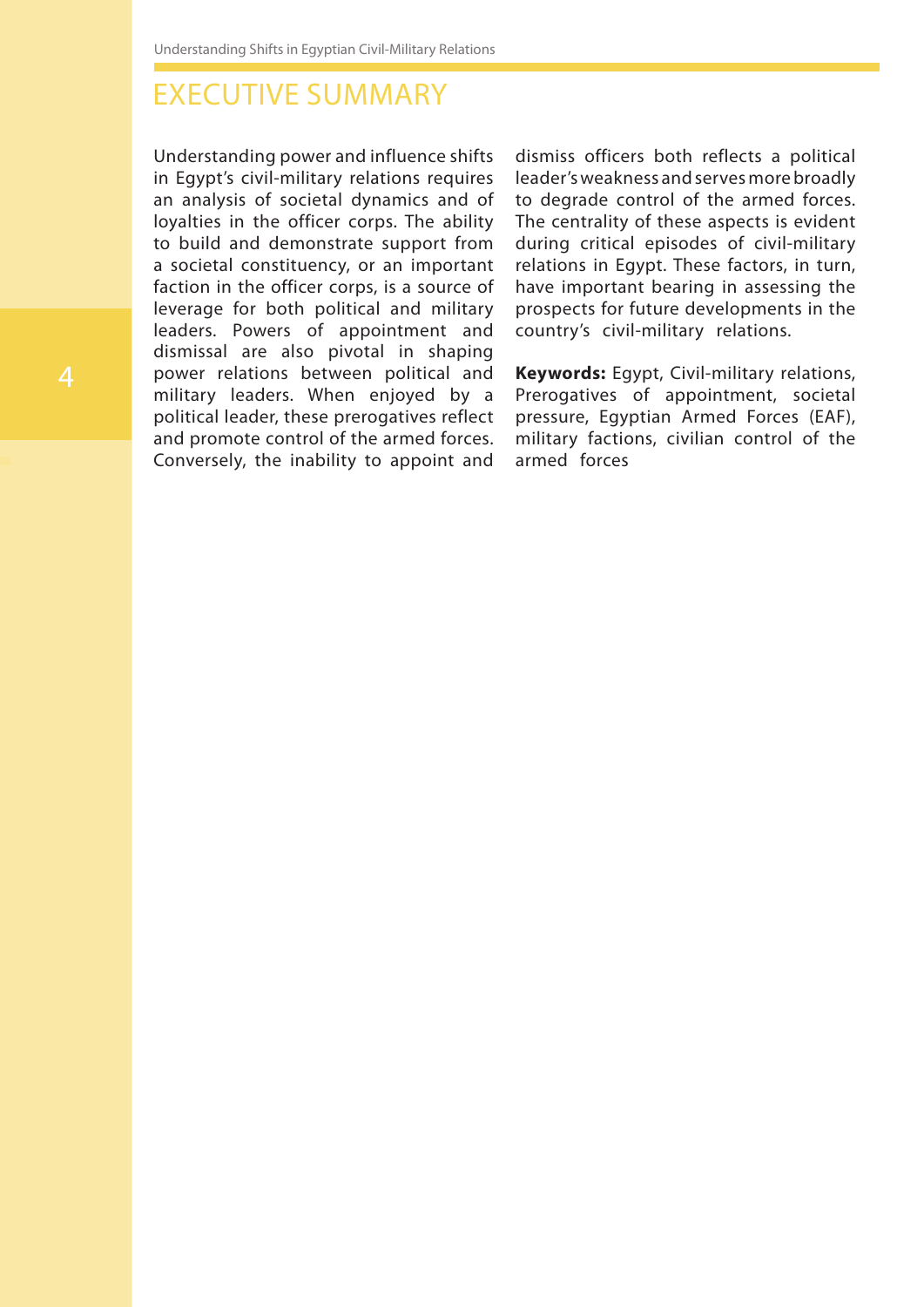# EXECUTIVE SUMMARY

Understanding power and influence shifts in Egypt's civil-military relations requires an analysis of societal dynamics and of loyalties in the officer corps. The ability to build and demonstrate support from a societal constituency, or an important faction in the officer corps, is a source of leverage for both political and military leaders. Powers of appointment and dismissal are also pivotal in shaping power relations between political and military leaders. When enjoyed by a political leader, these prerogatives reflect and promote control of the armed forces. Conversely, the inability to appoint and dismiss officers both reflects a political leader's weakness and serves more broadly to degrade control of the armed forces. The centrality of these aspects is evident during critical episodes of civil-military relations in Egypt. These factors, in turn, have important bearing in assessing the prospects for future developments in the country's civil-military relations.

**Keywords:** Egypt, Civil-military relations, Prerogatives of appointment, societal pressure, Egyptian Armed Forces (EAF), military factions, civilian control of the armed forces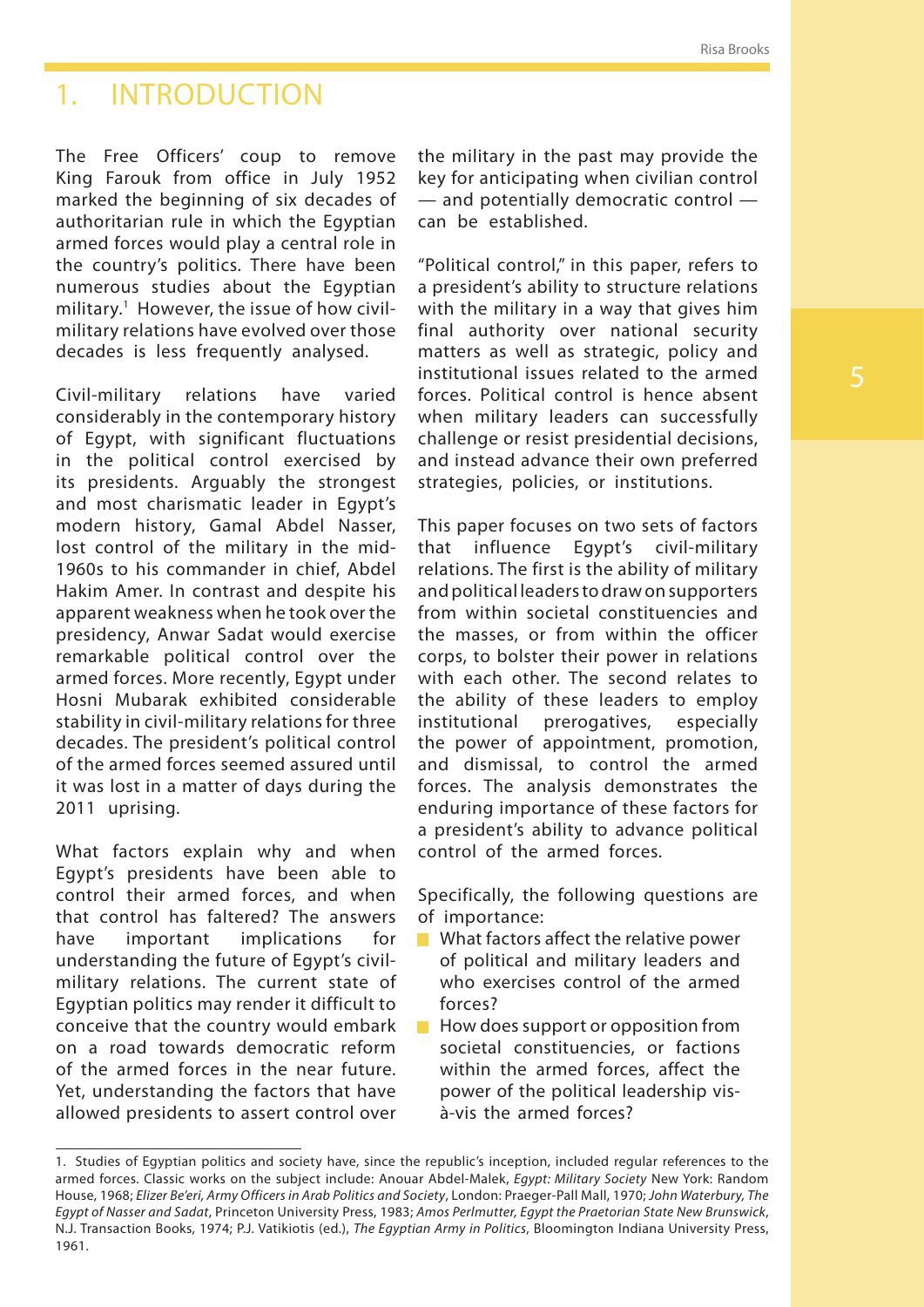# 1. INTRODUCTION

The Free Officers' coup to remove King Farouk from office in July 1952 marked the beginning of six decades of authoritarian rule in which the Egyptian armed forces would play a central role in the country's politics. There have been numerous studies about the Egyptian military.[1] However, the issue of how civil-military relations have evolved over those decades is less frequently analysed.

Civil-military relations have varied considerably in the contemporary history of Egypt, with significant fluctuations in the political control exercised by its presidents. Arguably the strongest and most charismatic leader in Egypt's modern history, Gamal Abdel Nasser, lost control of the military in the mid-1960s to his commander in chief, Abdel Hakim Amer. In contrast and despite his apparent weakness when he took over the presidency, Anwar Sadat would exercise remarkable political control over the armed forces. More recently, Egypt under Hosni Mubarak exhibited considerable stability in civil-military relations for three decades. The president's political control of the armed forces seemed assured until it was lost in a matter of days during the 2011 uprising.

What factors explain why and when Egypt's presidents have been able to control their armed forces, and when that control has faltered? The answers have important implications for understanding the future of Egypt's civil-military relations. The current state of Egyptian politics may render it difficult to conceive that the country would embark on a road towards democratic reform of the armed forces in the near future. Yet, understanding the factors that have allowed presidents to assert control over the military in the past may provide the key for anticipating when civilian control — and potentially democratic control — can be established.

"Political control," in this paper, refers to a president's ability to structure relations with the military in a way that gives him final authority over national security matters as well as strategic, policy and institutional issues related to the armed forces. Political control is hence absent when military leaders can successfully challenge or resist presidential decisions, and instead advance their own preferred strategies, policies, or institutions.

This paper focuses on two sets of factors that influence Egypt's civil-military relations. The first is the ability of military and political leaders to draw on supporters from within societal constituencies and the masses, or from within the officer corps, to bolster their power in relations with each other. The second relates to the ability of these leaders to employ institutional prerogatives, especially the power of appointment, promotion, and dismissal, to control the armed forces. The analysis demonstrates the enduring importance of these factors for a president's ability to advance political control of the armed forces.

Specifically, the following questions are of importance:

- What factors affect the relative power of political and military leaders and who exercises control of the armed forces?
- How does support or opposition from societal constituencies, or factions within the armed forces, affect the power of the political leadership vis-à-vis the armed forces?

---

1. Studies of Egyptian politics and society have, since the republic's inception, included regular references to the armed forces. Classic works on the subject include: Anouar Abdel-Malek, *Egypt: Military Society* New York: Random House, 1968; *Elizer Be'eri, Army Officers in Arab Politics and Society*, London: Praeger-Pall Mall, 1970; *John Waterbury, The Egypt of Nasser and Sadat*, Princeton University Press, 1983; *Amos Perlmutter, Egypt the Praetorian State New Brunswick*, N.J. Transaction Books, 1974; P.J. Vatikiotis (ed.), *The Egyptian Army in Politics*, Bloomington Indiana University Press, 1961.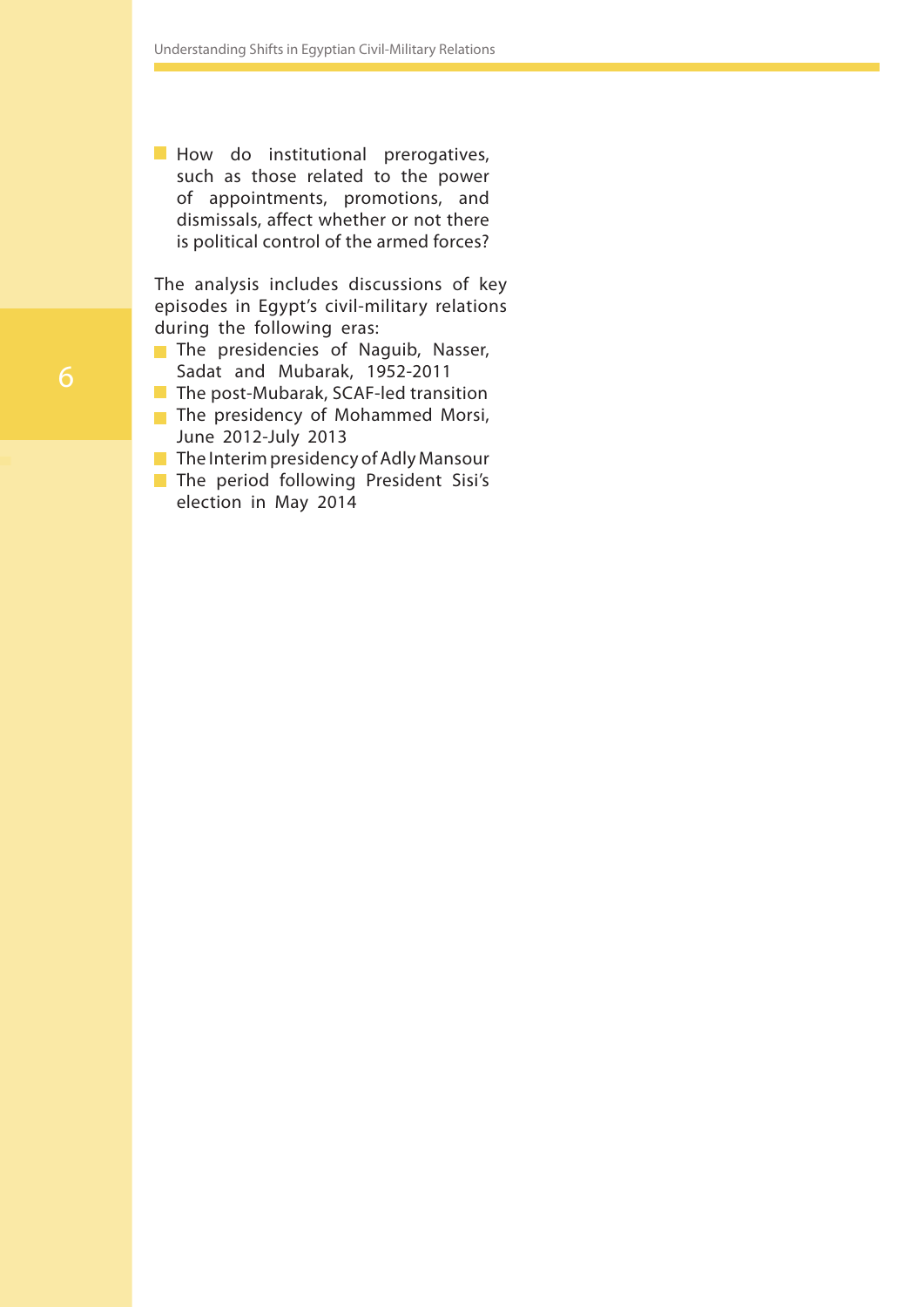- How do institutional prerogatives, such as those related to the power of appointments, promotions, and dismissals, affect whether or not there is political control of the armed forces?

The analysis includes discussions of key episodes in Egypt's civil-military relations during the following eras:

- The presidencies of Naguib, Nasser, Sadat and Mubarak, 1952-2011
- The post-Mubarak, SCAF-led transition
- The presidency of Mohammed Morsi, June 2012-July 2013
- The Interim presidency of Adly Mansour
- The period following President Sisi's election in May 2014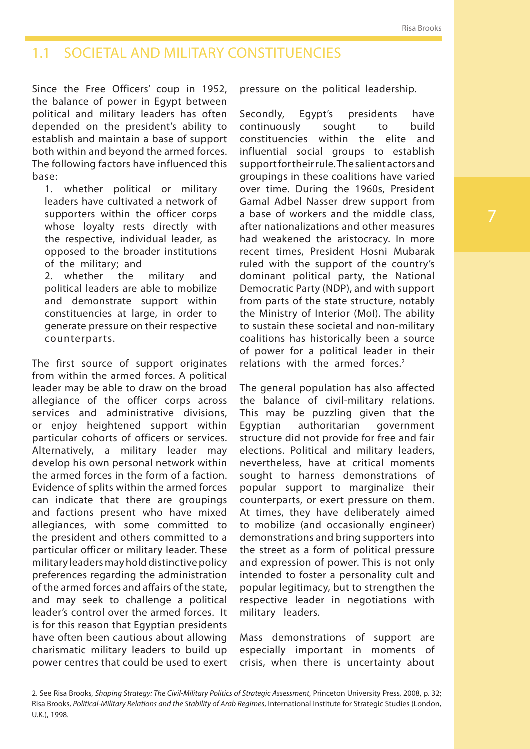## 1.1 SOCIETAL AND MILITARY CONSTITUENCIES

Since the Free Officers' coup in 1952, the balance of power in Egypt between political and military leaders has often depended on the president's ability to establish and maintain a base of support both within and beyond the armed forces. The following factors have influenced this base:

1. whether political or military leaders have cultivated a network of supporters within the officer corps whose loyalty rests directly with the respective, individual leader, as opposed to the broader institutions of the military; and
2. whether the military and political leaders are able to mobilize and demonstrate support within constituencies at large, in order to generate pressure on their respective counterparts.

The first source of support originates from within the armed forces. A political leader may be able to draw on the broad allegiance of the officer corps across services and administrative divisions, or enjoy heightened support within particular cohorts of officers or services. Alternatively, a military leader may develop his own personal network within the armed forces in the form of a faction. Evidence of splits within the armed forces can indicate that there are groupings and factions present who have mixed allegiances, with some committed to the president and others committed to a particular officer or military leader. These military leaders may hold distinctive policy preferences regarding the administration of the armed forces and affairs of the state, and may seek to challenge a political leader's control over the armed forces. It is for this reason that Egyptian presidents have often been cautious about allowing charismatic military leaders to build up power centres that could be used to exert pressure on the political leadership.

Secondly, Egypt's presidents have continuously sought to build constituencies within the elite and influential social groups to establish support for their rule. The salient actors and groupings in these coalitions have varied over time. During the 1960s, President Gamal Adbel Nasser drew support from a base of workers and the middle class, after nationalizations and other measures had weakened the aristocracy. In more recent times, President Hosni Mubarak ruled with the support of the country's dominant political party, the National Democratic Party (NDP), and with support from parts of the state structure, notably the Ministry of Interior (MoI). The ability to sustain these societal and non-military coalitions has historically been a source of power for a political leader in their relations with the armed forces.[2]

The general population has also affected the balance of civil-military relations. This may be puzzling given that the Egyptian authoritarian government structure did not provide for free and fair elections. Political and military leaders, nevertheless, have at critical moments sought to harness demonstrations of popular support to marginalize their counterparts, or exert pressure on them. At times, they have deliberately aimed to mobilize (and occasionally engineer) demonstrations and bring supporters into the street as a form of political pressure and expression of power. This is not only intended to foster a personality cult and popular legitimacy, but to strengthen the respective leader in negotiations with military leaders.

Mass demonstrations of support are especially important in moments of crisis, when there is uncertainty about

---

2. See Risa Brooks, *Shaping Strategy: The Civil-Military Politics of Strategic Assessment*, Princeton University Press, 2008, p. 32; Risa Brooks, *Political-Military Relations and the Stability of Arab Regimes*, International Institute for Strategic Studies (London, U.K.), 1998.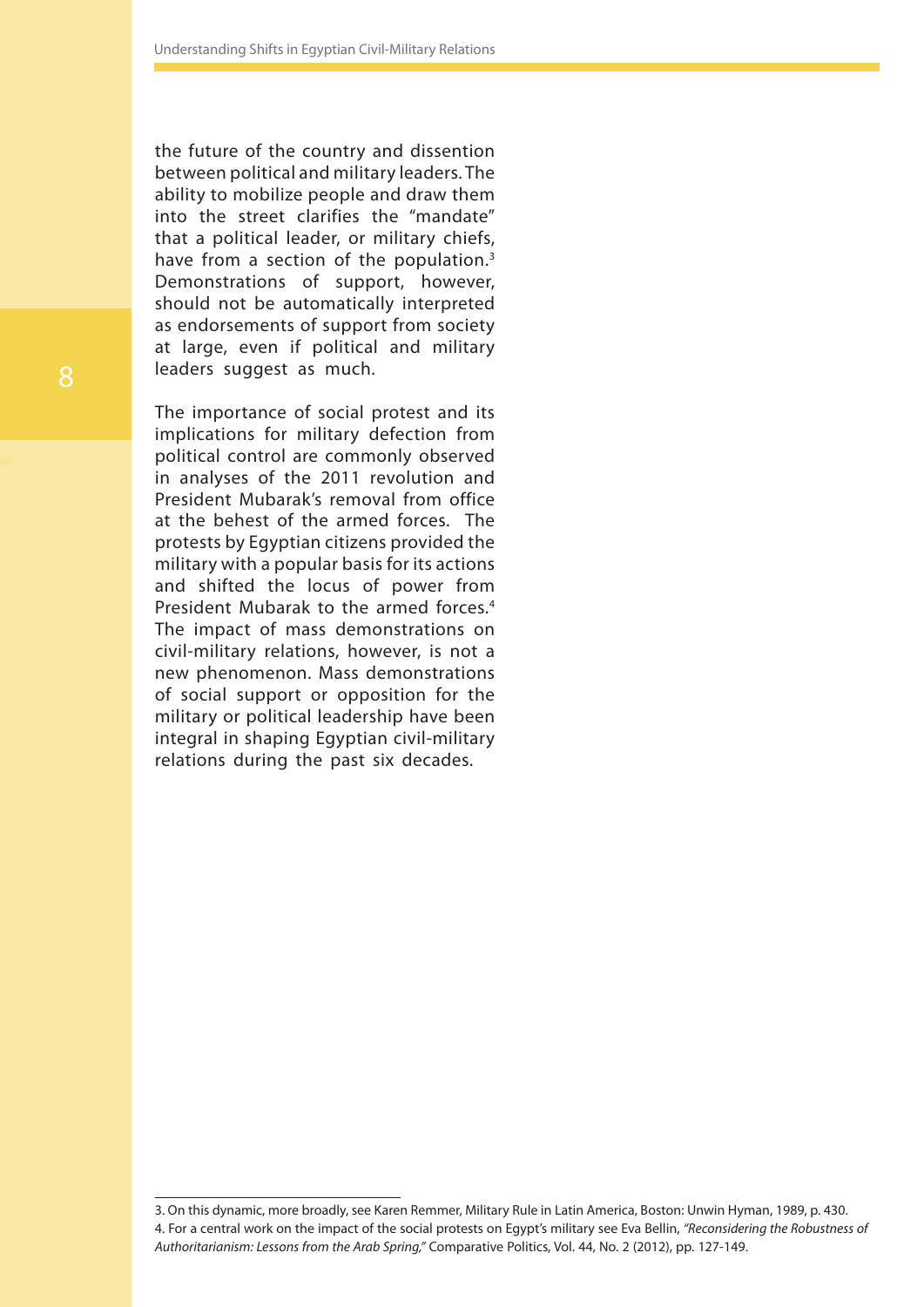the future of the country and dissention between political and military leaders. The ability to mobilize people and draw them into the street clarifies the "mandate" that a political leader, or military chiefs, have from a section of the population.[3] Demonstrations of support, however, should not be automatically interpreted as endorsements of support from society at large, even if political and military leaders suggest as much.

The importance of social protest and its implications for military defection from political control are commonly observed in analyses of the 2011 revolution and President Mubarak's removal from office at the behest of the armed forces. The protests by Egyptian citizens provided the military with a popular basis for its actions and shifted the locus of power from President Mubarak to the armed forces.[4] The impact of mass demonstrations on civil-military relations, however, is not a new phenomenon. Mass demonstrations of social support or opposition for the military or political leadership have been integral in shaping Egyptian civil-military relations during the past six decades.

---

3. On this dynamic, more broadly, see Karen Remmer, Military Rule in Latin America, Boston: Unwin Hyman, 1989, p. 430.
4. For a central work on the impact of the social protests on Egypt's military see Eva Bellin, *"Reconsidering the Robustness of Authoritarianism: Lessons from the Arab Spring,"* Comparative Politics, Vol. 44, No. 2 (2012), pp. 127-149.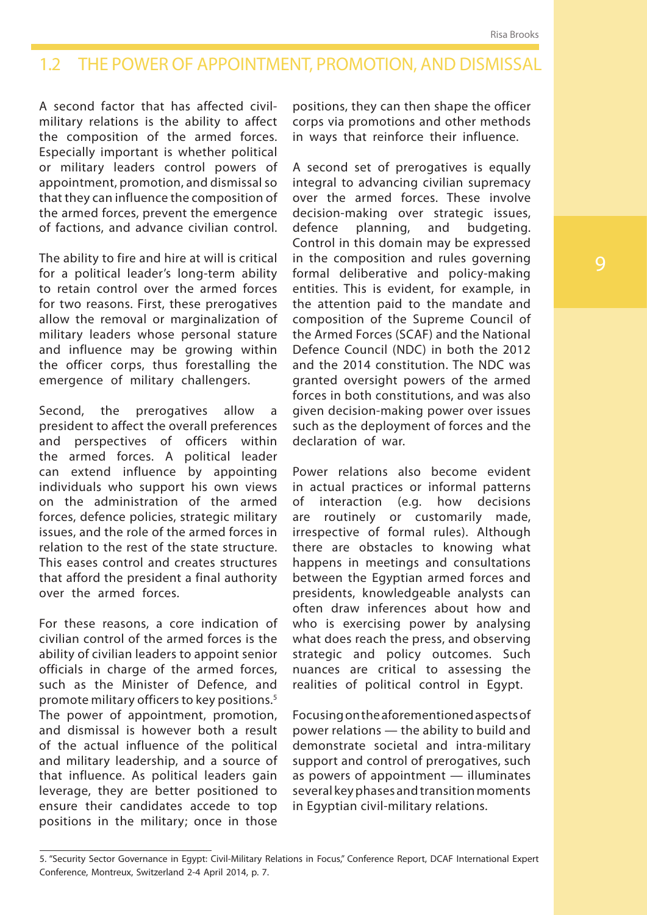## 1.2 THE POWER OF APPOINTMENT, PROMOTION, AND DISMISSAL

A second factor that has affected civil-military relations is the ability to affect the composition of the armed forces. Especially important is whether political or military leaders control powers of appointment, promotion, and dismissal so that they can influence the composition of the armed forces, prevent the emergence of factions, and advance civilian control.

The ability to fire and hire at will is critical for a political leader's long-term ability to retain control over the armed forces for two reasons. First, these prerogatives allow the removal or marginalization of military leaders whose personal stature and influence may be growing within the officer corps, thus forestalling the emergence of military challengers.

Second, the prerogatives allow a president to affect the overall preferences and perspectives of officers within the armed forces. A political leader can extend influence by appointing individuals who support his own views on the administration of the armed forces, defence policies, strategic military issues, and the role of the armed forces in relation to the rest of the state structure. This eases control and creates structures that afford the president a final authority over the armed forces.

For these reasons, a core indication of civilian control of the armed forces is the ability of civilian leaders to appoint senior officials in charge of the armed forces, such as the Minister of Defence, and promote military officers to key positions.[5] The power of appointment, promotion, and dismissal is however both a result of the actual influence of the political and military leadership, and a source of that influence. As political leaders gain leverage, they are better positioned to ensure their candidates accede to top positions in the military; once in those positions, they can then shape the officer corps via promotions and other methods in ways that reinforce their influence.

A second set of prerogatives is equally integral to advancing civilian supremacy over the armed forces. These involve decision-making over strategic issues, defence planning, and budgeting. Control in this domain may be expressed in the composition and rules governing formal deliberative and policy-making entities. This is evident, for example, in the attention paid to the mandate and composition of the Supreme Council of the Armed Forces (SCAF) and the National Defence Council (NDC) in both the 2012 and the 2014 constitution. The NDC was granted oversight powers of the armed forces in both constitutions, and was also given decision-making power over issues such as the deployment of forces and the declaration of war.

Power relations also become evident in actual practices or informal patterns of interaction (e.g. how decisions are routinely or customarily made, irrespective of formal rules). Although there are obstacles to knowing what happens in meetings and consultations between the Egyptian armed forces and presidents, knowledgeable analysts can often draw inferences about how and who is exercising power by analysing what does reach the press, and observing strategic and policy outcomes. Such nuances are critical to assessing the realities of political control in Egypt.

Focusing on the aforementioned aspects of power relations — the ability to build and demonstrate societal and intra-military support and control of prerogatives, such as powers of appointment — illuminates several key phases and transition moments in Egyptian civil-military relations.

---

5. "Security Sector Governance in Egypt: Civil-Military Relations in Focus," Conference Report, DCAF International Expert Conference, Montreux, Switzerland 2-4 April 2014, p. 7.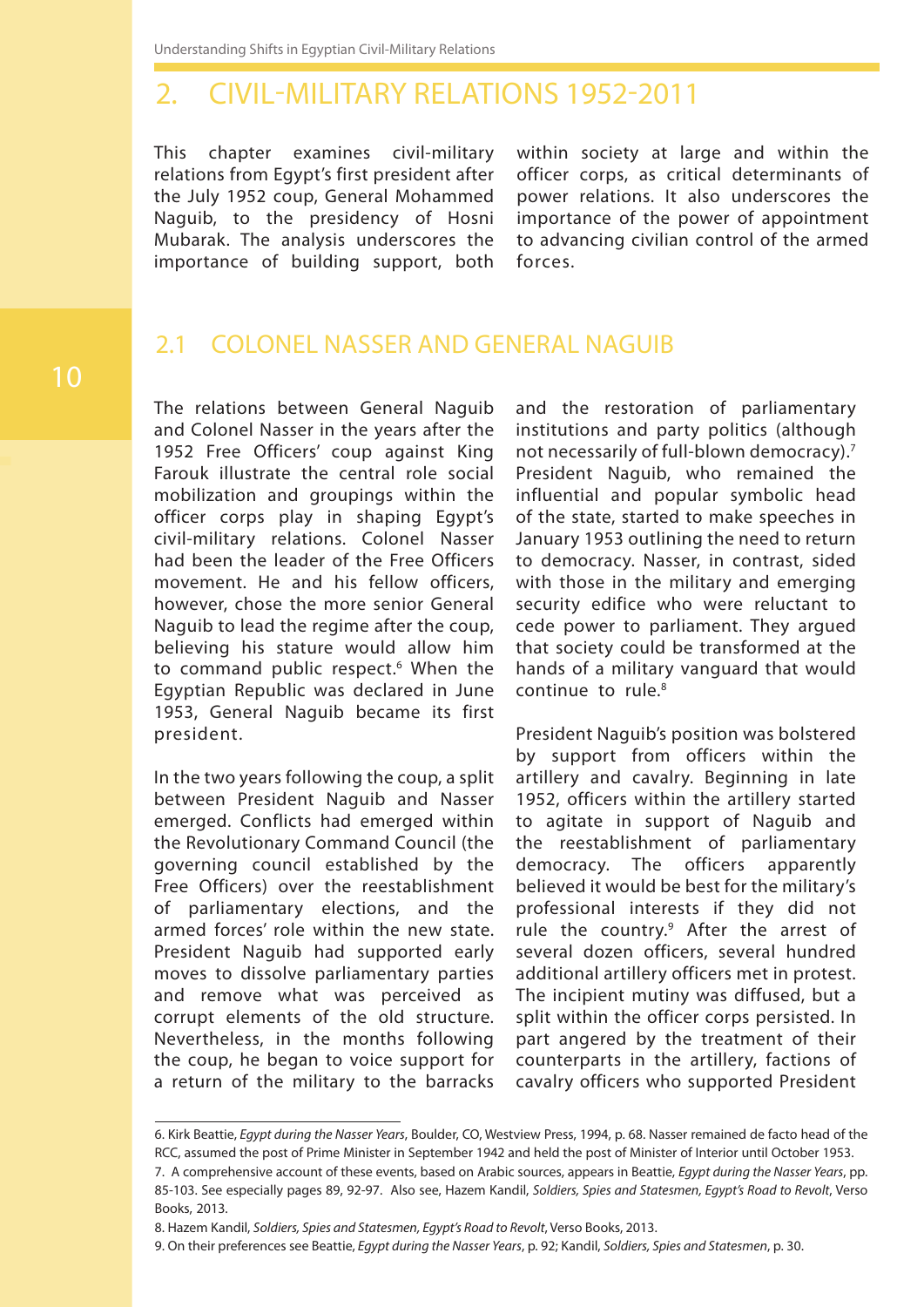## 2. CIVIL-MILITARY RELATIONS 1952-2011

This chapter examines civil-military relations from Egypt's first president after the July 1952 coup, General Mohammed Naguib, to the presidency of Hosni Mubarak. The analysis underscores the importance of building support, both within society at large and within the officer corps, as critical determinants of power relations. It also underscores the importance of the power of appointment to advancing civilian control of the armed forces.

### 2.1 COLONEL NASSER AND GENERAL NAGUIB

The relations between General Naguib and Colonel Nasser in the years after the 1952 Free Officers' coup against King Farouk illustrate the central role social mobilization and groupings within the officer corps play in shaping Egypt's civil-military relations. Colonel Nasser had been the leader of the Free Officers movement. He and his fellow officers, however, chose the more senior General Naguib to lead the regime after the coup, believing his stature would allow him to command public respect.[6] When the Egyptian Republic was declared in June 1953, General Naguib became its first president.

In the two years following the coup, a split between President Naguib and Nasser emerged. Conflicts had emerged within the Revolutionary Command Council (the governing council established by the Free Officers) over the reestablishment of parliamentary elections, and the armed forces' role within the new state. President Naguib had supported early moves to dissolve parliamentary parties and remove what was perceived as corrupt elements of the old structure. Nevertheless, in the months following the coup, he began to voice support for a return of the military to the barracks and the restoration of parliamentary institutions and party politics (although not necessarily of full-blown democracy).[7] President Naguib, who remained the influential and popular symbolic head of the state, started to make speeches in January 1953 outlining the need to return to democracy. Nasser, in contrast, sided with those in the military and emerging security edifice who were reluctant to cede power to parliament. They argued that society could be transformed at the hands of a military vanguard that would continue to rule.[8]

President Naguib's position was bolstered by support from officers within the artillery and cavalry. Beginning in late 1952, officers within the artillery started to agitate in support of Naguib and the reestablishment of parliamentary democracy. The officers apparently believed it would be best for the military's professional interests if they did not rule the country.[9] After the arrest of several dozen officers, several hundred additional artillery officers met in protest. The incipient mutiny was diffused, but a split within the officer corps persisted. In part angered by the treatment of their counterparts in the artillery, factions of cavalry officers who supported President

---

6. Kirk Beattie, *Egypt during the Nasser Years*, Boulder, CO, Westview Press, 1994, p. 68. Nasser remained de facto head of the RCC, assumed the post of Prime Minister in September 1942 and held the post of Minister of Interior until October 1953.

7. A comprehensive account of these events, based on Arabic sources, appears in Beattie, *Egypt during the Nasser Years*, pp. 85-103. See especially pages 89, 92-97. Also see, Hazem Kandil, *Soldiers, Spies and Statesmen, Egypt's Road to Revolt*, Verso Books, 2013.

8. Hazem Kandil, *Soldiers, Spies and Statesmen, Egypt's Road to Revolt*, Verso Books, 2013.

9. On their preferences see Beattie, *Egypt during the Nasser Years*, p. 92; Kandil, *Soldiers, Spies and Statesmen*, p. 30.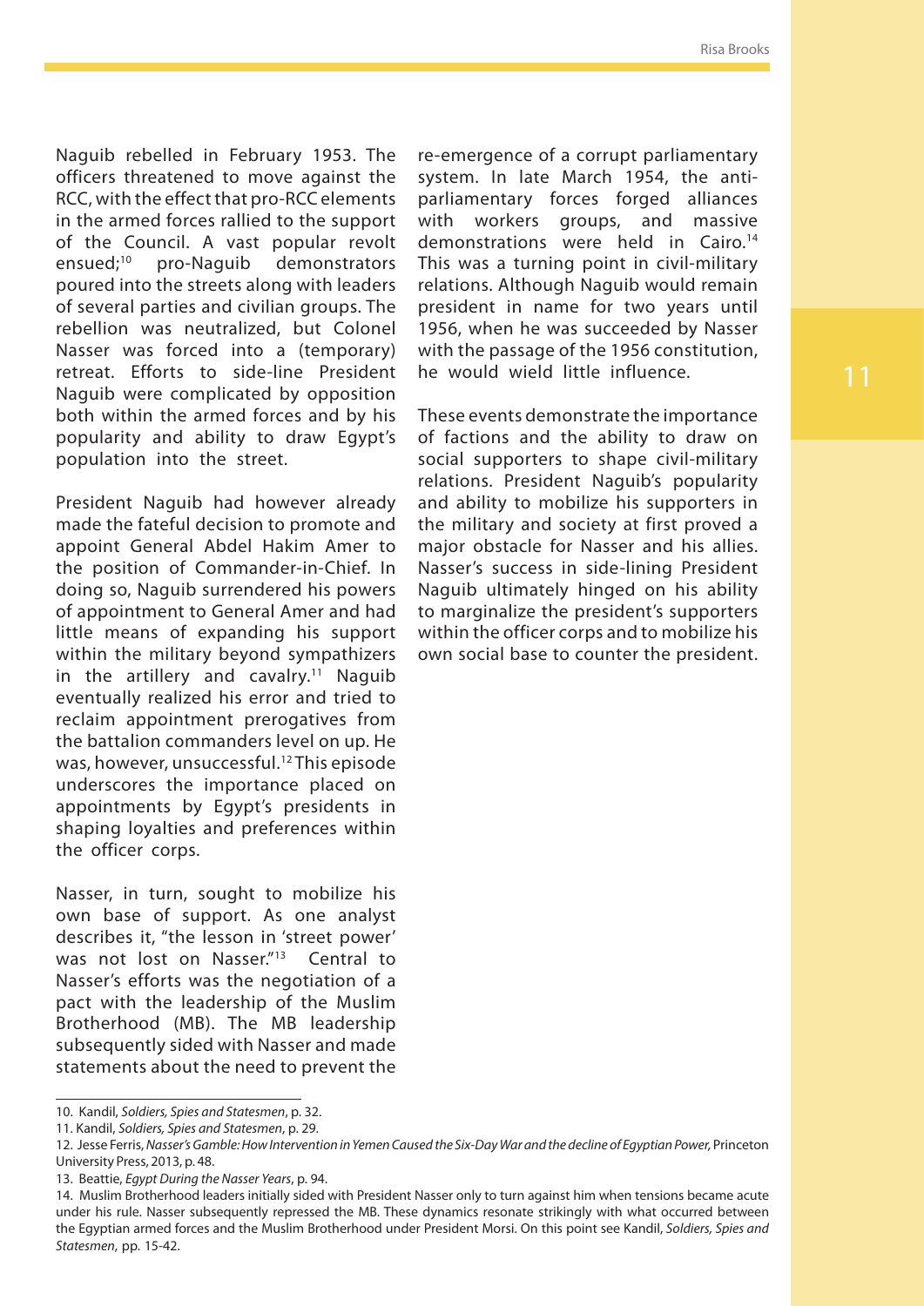Naguib rebelled in February 1953. The officers threatened to move against the RCC, with the effect that pro-RCC elements in the armed forces rallied to the support of the Council. A vast popular revolt ensued;[10] pro-Naguib demonstrators poured into the streets along with leaders of several parties and civilian groups. The rebellion was neutralized, but Colonel Nasser was forced into a (temporary) retreat. Efforts to side-line President Naguib were complicated by opposition both within the armed forces and by his popularity and ability to draw Egypt's population into the street.

President Naguib had however already made the fateful decision to promote and appoint General Abdel Hakim Amer to the position of Commander-in-Chief. In doing so, Naguib surrendered his powers of appointment to General Amer and had little means of expanding his support within the military beyond sympathizers in the artillery and cavalry.[11] Naguib eventually realized his error and tried to reclaim appointment prerogatives from the battalion commanders level on up. He was, however, unsuccessful.[12] This episode underscores the importance placed on appointments by Egypt's presidents in shaping loyalties and preferences within the officer corps.

Nasser, in turn, sought to mobilize his own base of support. As one analyst describes it, "the lesson in 'street power' was not lost on Nasser."[13] Central to Nasser's efforts was the negotiation of a pact with the leadership of the Muslim Brotherhood (MB). The MB leadership subsequently sided with Nasser and made statements about the need to prevent the re-emergence of a corrupt parliamentary system. In late March 1954, the anti-parliamentary forces forged alliances with workers groups, and massive demonstrations were held in Cairo.[14] This was a turning point in civil-military relations. Although Naguib would remain president in name for two years until 1956, when he was succeeded by Nasser with the passage of the 1956 constitution, he would wield little influence.

These events demonstrate the importance of factions and the ability to draw on social supporters to shape civil-military relations. President Naguib's popularity and ability to mobilize his supporters in the military and society at first proved a major obstacle for Nasser and his allies. Nasser's success in side-lining President Naguib ultimately hinged on his ability to marginalize the president's supporters within the officer corps and to mobilize his own social base to counter the president.

---

10. Kandil, *Soldiers, Spies and Statesmen*, p. 32.

11. Kandil, *Soldiers, Spies and Statesmen*, p. 29.

12. Jesse Ferris, *Nasser's Gamble: How Intervention in Yemen Caused the Six-Day War and the decline of Egyptian Power,* Princeton University Press, 2013, p. 48.

13. Beattie, *Egypt During the Nasser Years*, p. 94.

14. Muslim Brotherhood leaders initially sided with President Nasser only to turn against him when tensions became acute under his rule. Nasser subsequently repressed the MB. These dynamics resonate strikingly with what occurred between the Egyptian armed forces and the Muslim Brotherhood under President Morsi. On this point see Kandil, *Soldiers, Spies and Statesmen*, pp. 15-42.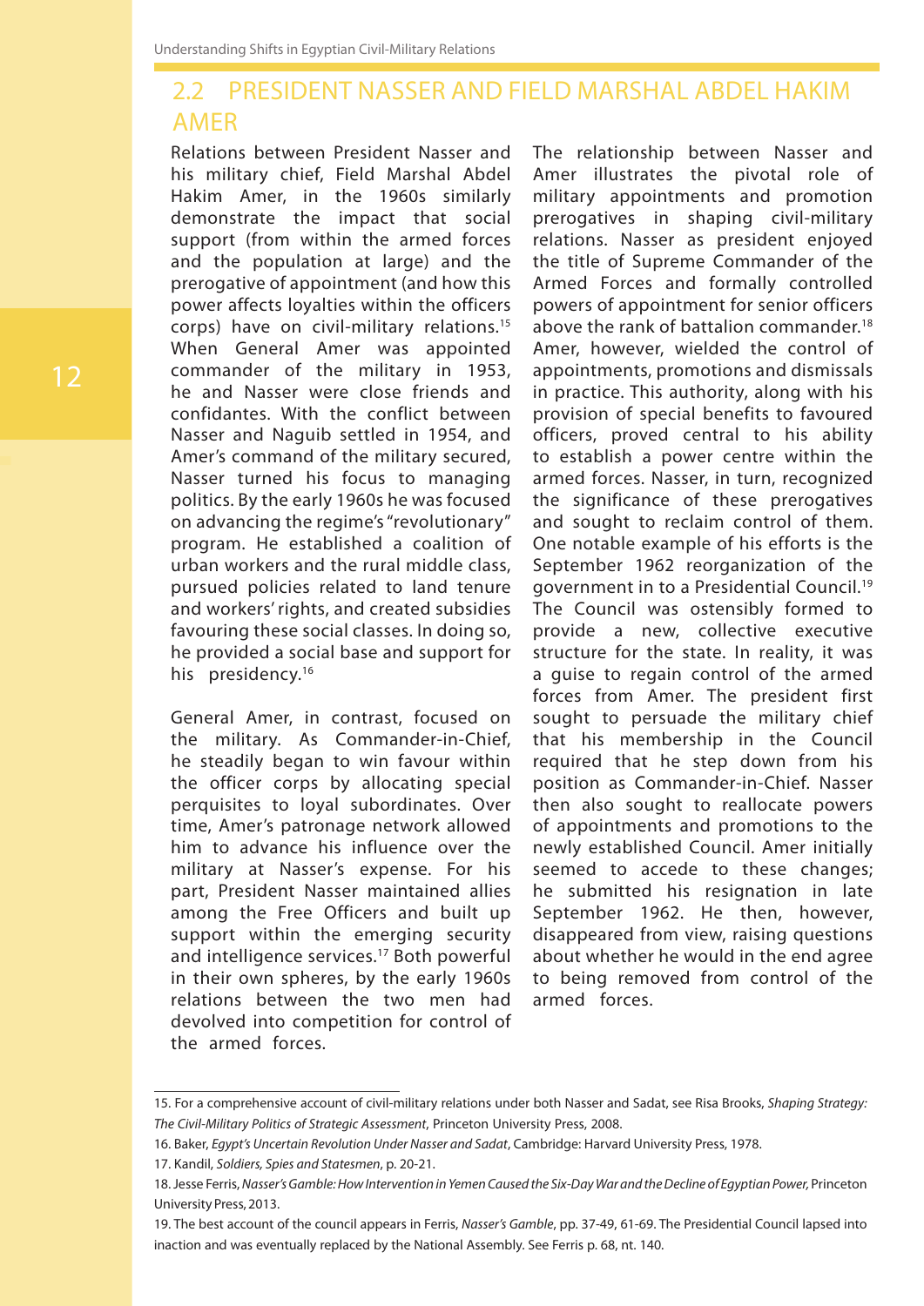## 2.2 PRESIDENT NASSER AND FIELD MARSHAL ABDEL HAKIM AMER

Relations between President Nasser and his military chief, Field Marshal Abdel Hakim Amer, in the 1960s similarly demonstrate the impact that social support (from within the armed forces and the population at large) and the prerogative of appointment (and how this power affects loyalties within the officers corps) have on civil-military relations.[15] When General Amer was appointed commander of the military in 1953, he and Nasser were close friends and confidantes. With the conflict between Nasser and Naguib settled in 1954, and Amer's command of the military secured, Nasser turned his focus to managing politics. By the early 1960s he was focused on advancing the regime's "revolutionary" program. He established a coalition of urban workers and the rural middle class, pursued policies related to land tenure and workers' rights, and created subsidies favouring these social classes. In doing so, he provided a social base and support for his presidency.[16]

General Amer, in contrast, focused on the military. As Commander-in-Chief, he steadily began to win favour within the officer corps by allocating special perquisites to loyal subordinates. Over time, Amer's patronage network allowed him to advance his influence over the military at Nasser's expense. For his part, President Nasser maintained allies among the Free Officers and built up support within the emerging security and intelligence services.[17] Both powerful in their own spheres, by the early 1960s relations between the two men had devolved into competition for control of the armed forces.

The relationship between Nasser and Amer illustrates the pivotal role of military appointments and promotion prerogatives in shaping civil-military relations. Nasser as president enjoyed the title of Supreme Commander of the Armed Forces and formally controlled powers of appointment for senior officers above the rank of battalion commander.[18] Amer, however, wielded the control of appointments, promotions and dismissals in practice. This authority, along with his provision of special benefits to favoured officers, proved central to his ability to establish a power centre within the armed forces. Nasser, in turn, recognized the significance of these prerogatives and sought to reclaim control of them. One notable example of his efforts is the September 1962 reorganization of the government in to a Presidential Council.[19] The Council was ostensibly formed to provide a new, collective executive structure for the state. In reality, it was a guise to regain control of the armed forces from Amer. The president first sought to persuade the military chief that his membership in the Council required that he step down from his position as Commander-in-Chief. Nasser then also sought to reallocate powers of appointments and promotions to the newly established Council. Amer initially seemed to accede to these changes; he submitted his resignation in late September 1962. He then, however, disappeared from view, raising questions about whether he would in the end agree to being removed from control of the armed forces.

---

15. For a comprehensive account of civil-military relations under both Nasser and Sadat, see Risa Brooks, *Shaping Strategy: The Civil-Military Politics of Strategic Assessment*, Princeton University Press, 2008.

16. Baker, *Egypt's Uncertain Revolution Under Nasser and Sadat*, Cambridge: Harvard University Press, 1978.

17. Kandil, *Soldiers, Spies and Statesmen*, p. 20-21.

18. Jesse Ferris, *Nasser's Gamble: How Intervention in Yemen Caused the Six-Day War and the Decline of Egyptian Power,* Princeton University Press, 2013.

19. The best account of the council appears in Ferris, *Nasser's Gamble*, pp. 37-49, 61-69. The Presidential Council lapsed into inaction and was eventually replaced by the National Assembly. See Ferris p. 68, nt. 140.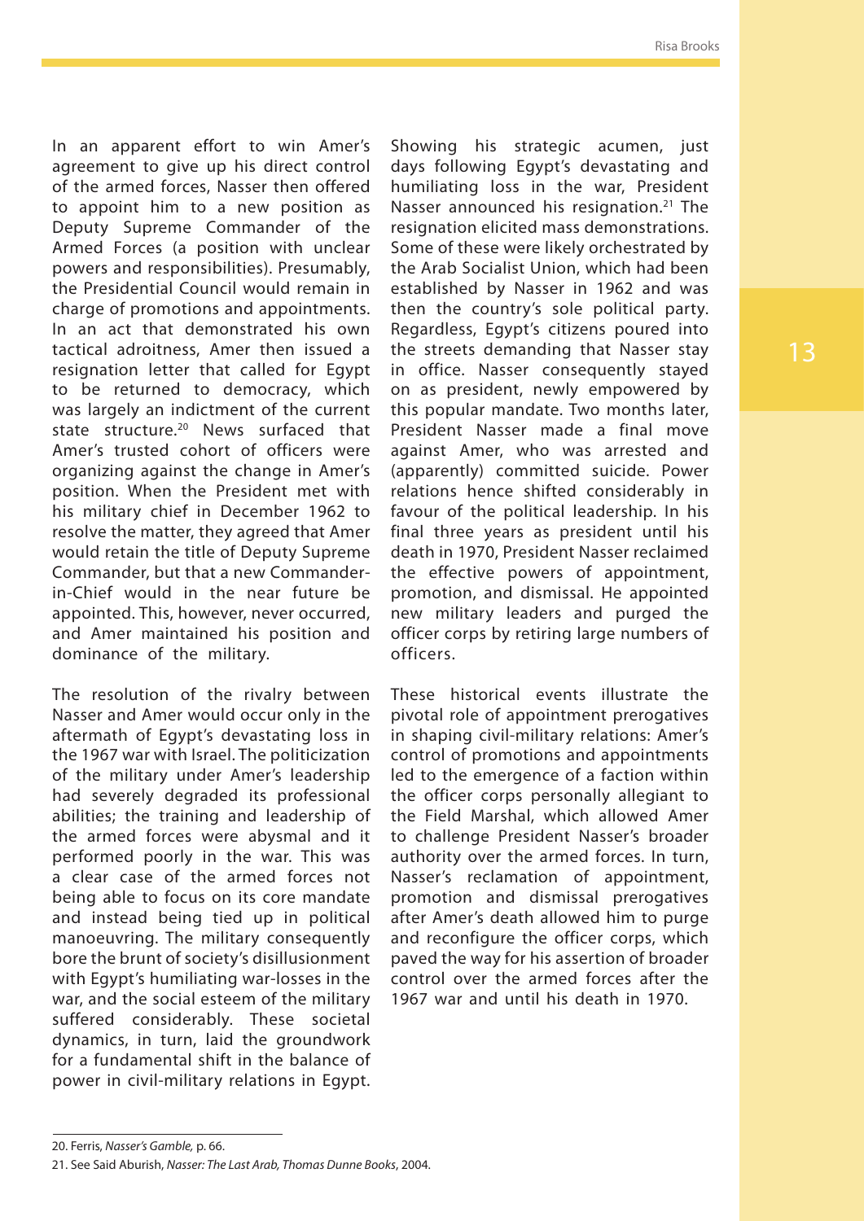In an apparent effort to win Amer's agreement to give up his direct control of the armed forces, Nasser then offered to appoint him to a new position as Deputy Supreme Commander of the Armed Forces (a position with unclear powers and responsibilities). Presumably, the Presidential Council would remain in charge of promotions and appointments. In an act that demonstrated his own tactical adroitness, Amer then issued a resignation letter that called for Egypt to be returned to democracy, which was largely an indictment of the current state structure.[20] News surfaced that Amer's trusted cohort of officers were organizing against the change in Amer's position. When the President met with his military chief in December 1962 to resolve the matter, they agreed that Amer would retain the title of Deputy Supreme Commander, but that a new Commander-in-Chief would in the near future be appointed. This, however, never occurred, and Amer maintained his position and dominance of the military.

The resolution of the rivalry between Nasser and Amer would occur only in the aftermath of Egypt's devastating loss in the 1967 war with Israel. The politicization of the military under Amer's leadership had severely degraded its professional abilities; the training and leadership of the armed forces were abysmal and it performed poorly in the war. This was a clear case of the armed forces not being able to focus on its core mandate and instead being tied up in political manoeuvring. The military consequently bore the brunt of society's disillusionment with Egypt's humiliating war-losses in the war, and the social esteem of the military suffered considerably. These societal dynamics, in turn, laid the groundwork for a fundamental shift in the balance of power in civil-military relations in Egypt.

Showing his strategic acumen, just days following Egypt's devastating and humiliating loss in the war, President Nasser announced his resignation.[21] The resignation elicited mass demonstrations. Some of these were likely orchestrated by the Arab Socialist Union, which had been established by Nasser in 1962 and was then the country's sole political party. Regardless, Egypt's citizens poured into the streets demanding that Nasser stay in office. Nasser consequently stayed on as president, newly empowered by this popular mandate. Two months later, President Nasser made a final move against Amer, who was arrested and (apparently) committed suicide. Power relations hence shifted considerably in favour of the political leadership. In his final three years as president until his death in 1970, President Nasser reclaimed the effective powers of appointment, promotion, and dismissal. He appointed new military leaders and purged the officer corps by retiring large numbers of officers.

These historical events illustrate the pivotal role of appointment prerogatives in shaping civil-military relations: Amer's control of promotions and appointments led to the emergence of a faction within the officer corps personally allegiant to the Field Marshal, which allowed Amer to challenge President Nasser's broader authority over the armed forces. In turn, Nasser's reclamation of appointment, promotion and dismissal prerogatives after Amer's death allowed him to purge and reconfigure the officer corps, which paved the way for his assertion of broader control over the armed forces after the 1967 war and until his death in 1970.

---

20. Ferris, *Nasser's Gamble,* p. 66.

21. See Said Aburish, *Nasser: The Last Arab, Thomas Dunne Books*, 2004.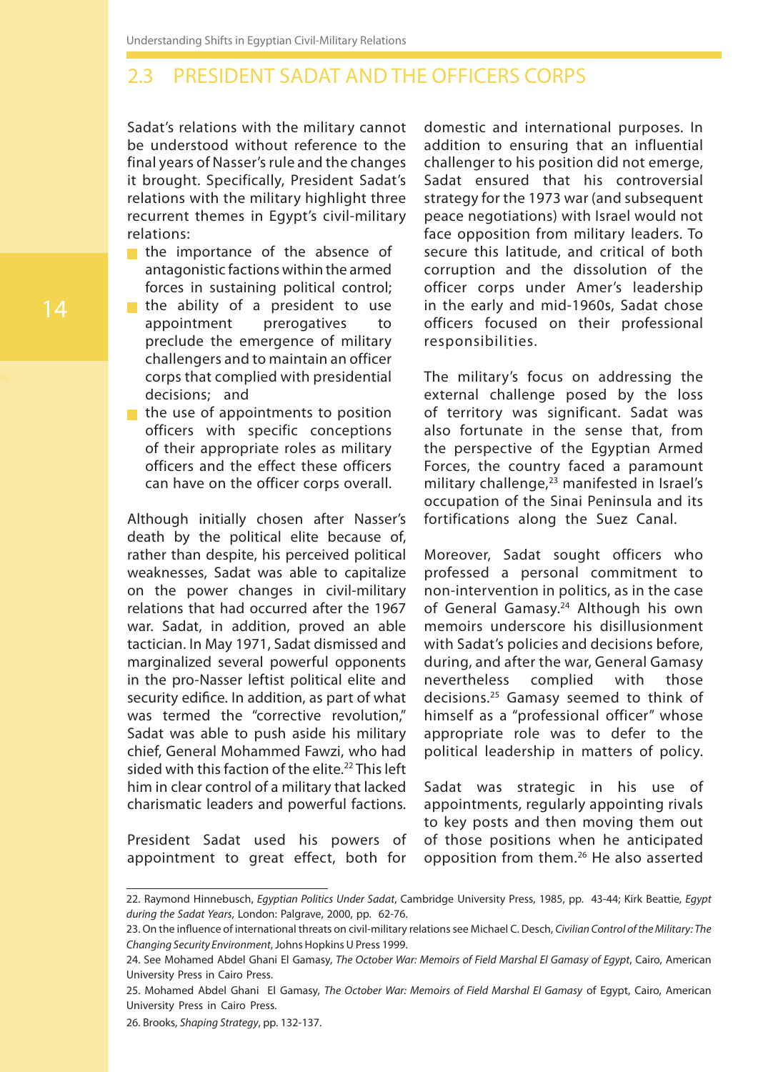## 2.3 PRESIDENT SADAT AND THE OFFICERS CORPS

Sadat's relations with the military cannot be understood without reference to the final years of Nasser's rule and the changes it brought. Specifically, President Sadat's relations with the military highlight three recurrent themes in Egypt's civil-military relations:

- the importance of the absence of antagonistic factions within the armed forces in sustaining political control;
- the ability of a president to use appointment prerogatives to preclude the emergence of military challengers and to maintain an officer corps that complied with presidential decisions; and
- the use of appointments to position officers with specific conceptions of their appropriate roles as military officers and the effect these officers can have on the officer corps overall.

Although initially chosen after Nasser's death by the political elite because of, rather than despite, his perceived political weaknesses, Sadat was able to capitalize on the power changes in civil-military relations that had occurred after the 1967 war. Sadat, in addition, proved an able tactician. In May 1971, Sadat dismissed and marginalized several powerful opponents in the pro-Nasser leftist political elite and security edifice. In addition, as part of what was termed the "corrective revolution," Sadat was able to push aside his military chief, General Mohammed Fawzi, who had sided with this faction of the elite.[22] This left him in clear control of a military that lacked charismatic leaders and powerful factions.

President Sadat used his powers of appointment to great effect, both for domestic and international purposes. In addition to ensuring that an influential challenger to his position did not emerge, Sadat ensured that his controversial strategy for the 1973 war (and subsequent peace negotiations) with Israel would not face opposition from military leaders. To secure this latitude, and critical of both corruption and the dissolution of the officer corps under Amer's leadership in the early and mid-1960s, Sadat chose officers focused on their professional responsibilities.

The military's focus on addressing the external challenge posed by the loss of territory was significant. Sadat was also fortunate in the sense that, from the perspective of the Egyptian Armed Forces, the country faced a paramount military challenge,[23] manifested in Israel's occupation of the Sinai Peninsula and its fortifications along the Suez Canal.

Moreover, Sadat sought officers who professed a personal commitment to non-intervention in politics, as in the case of General Gamasy.[24] Although his own memoirs underscore his disillusionment with Sadat's policies and decisions before, during, and after the war, General Gamasy nevertheless complied with those decisions.[25] Gamasy seemed to think of himself as a "professional officer" whose appropriate role was to defer to the political leadership in matters of policy.

Sadat was strategic in his use of appointments, regularly appointing rivals to key posts and then moving them out of those positions when he anticipated opposition from them.[26] He also asserted

---

22. Raymond Hinnebusch, *Egyptian Politics Under Sadat*, Cambridge University Press, 1985, pp. 43-44; Kirk Beattie, *Egypt during the Sadat Years*, London: Palgrave, 2000, pp. 62-76.

23. On the influence of international threats on civil-military relations see Michael C. Desch, *Civilian Control of the Military: The Changing Security Environment*, Johns Hopkins U Press 1999.

24. See Mohamed Abdel Ghani El Gamasy, *The October War: Memoirs of Field Marshal El Gamasy of Egypt*, Cairo, American University Press in Cairo Press.

25. Mohamed Abdel Ghani El Gamasy, *The October War: Memoirs of Field Marshal El Gamasy* of Egypt, Cairo, American University Press in Cairo Press.

26. Brooks, *Shaping Strategy*, pp. 132-137.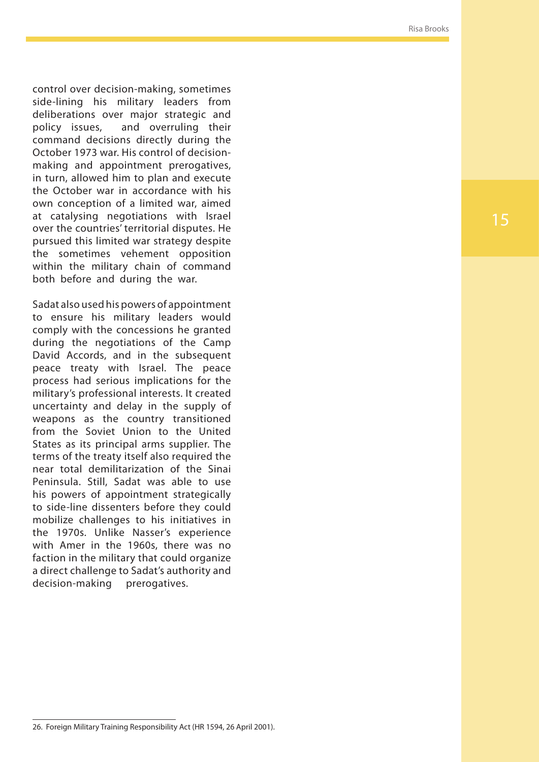control over decision-making, sometimes side-lining his military leaders from deliberations over major strategic and policy issues, and overruling their command decisions directly during the October 1973 war. His control of decision-making and appointment prerogatives, in turn, allowed him to plan and execute the October war in accordance with his own conception of a limited war, aimed at catalysing negotiations with Israel over the countries' territorial disputes. He pursued this limited war strategy despite the sometimes vehement opposition within the military chain of command both before and during the war.

Sadat also used his powers of appointment to ensure his military leaders would comply with the concessions he granted during the negotiations of the Camp David Accords, and in the subsequent peace treaty with Israel. The peace process had serious implications for the military's professional interests. It created uncertainty and delay in the supply of weapons as the country transitioned from the Soviet Union to the United States as its principal arms supplier. The terms of the treaty itself also required the near total demilitarization of the Sinai Peninsula. Still, Sadat was able to use his powers of appointment strategically to side-line dissenters before they could mobilize challenges to his initiatives in the 1970s. Unlike Nasser's experience with Amer in the 1960s, there was no faction in the military that could organize a direct challenge to Sadat's authority and decision-making prerogatives.

26. Foreign Military Training Responsibility Act (HR 1594, 26 April 2001).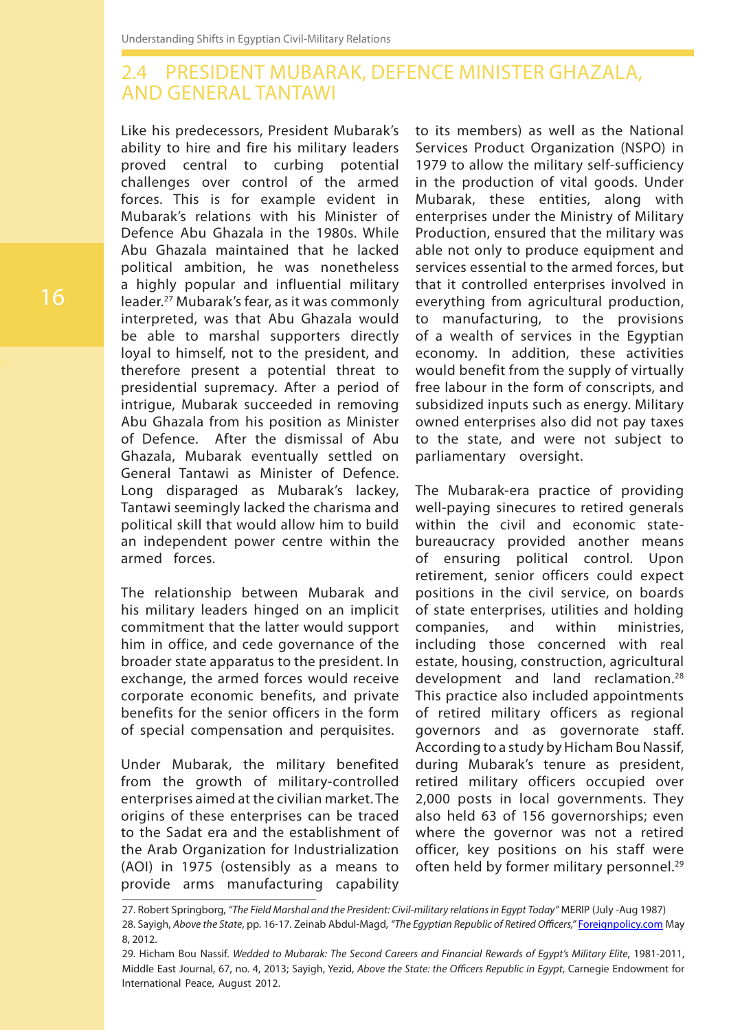## 2.4 PRESIDENT MUBARAK, DEFENCE MINISTER GHAZALA, AND GENERAL TANTAWI

Like his predecessors, President Mubarak's ability to hire and fire his military leaders proved central to curbing potential challenges over control of the armed forces. This is for example evident in Mubarak's relations with his Minister of Defence Abu Ghazala in the 1980s. While Abu Ghazala maintained that he lacked political ambition, he was nonetheless a highly popular and influential military leader.[27] Mubarak's fear, as it was commonly interpreted, was that Abu Ghazala would be able to marshal supporters directly loyal to himself, not to the president, and therefore present a potential threat to presidential supremacy. After a period of intrigue, Mubarak succeeded in removing Abu Ghazala from his position as Minister of Defence. After the dismissal of Abu Ghazala, Mubarak eventually settled on General Tantawi as Minister of Defence. Long disparaged as Mubarak's lackey, Tantawi seemingly lacked the charisma and political skill that would allow him to build an independent power centre within the armed forces.

The relationship between Mubarak and his military leaders hinged on an implicit commitment that the latter would support him in office, and cede governance of the broader state apparatus to the president. In exchange, the armed forces would receive corporate economic benefits, and private benefits for the senior officers in the form of special compensation and perquisites.

Under Mubarak, the military benefited from the growth of military-controlled enterprises aimed at the civilian market. The origins of these enterprises can be traced to the Sadat era and the establishment of the Arab Organization for Industrialization (AOI) in 1975 (ostensibly as a means to provide arms manufacturing capability to its members) as well as the National Services Product Organization (NSPO) in 1979 to allow the military self-sufficiency in the production of vital goods. Under Mubarak, these entities, along with enterprises under the Ministry of Military Production, ensured that the military was able not only to produce equipment and services essential to the armed forces, but that it controlled enterprises involved in everything from agricultural production, to manufacturing, to the provisions of a wealth of services in the Egyptian economy. In addition, these activities would benefit from the supply of virtually free labour in the form of conscripts, and subsidized inputs such as energy. Military owned enterprises also did not pay taxes to the state, and were not subject to parliamentary oversight.

The Mubarak-era practice of providing well-paying sinecures to retired generals within the civil and economic state-bureaucracy provided another means of ensuring political control. Upon retirement, senior officers could expect positions in the civil service, on boards of state enterprises, utilities and holding companies, and within ministries, including those concerned with real estate, housing, construction, agricultural development and land reclamation.[28] This practice also included appointments of retired military officers as regional governors and as governorate staff. According to a study by Hicham Bou Nassif, during Mubarak's tenure as president, retired military officers occupied over 2,000 posts in local governments. They also held 63 of 156 governorships; even where the governor was not a retired officer, key positions on his staff were often held by former military personnel.[29]

---

27. Robert Springborg, *"The Field Marshal and the President: Civil-military relations in Egypt Today"* MERIP (July -Aug 1987)

28. Sayigh, *Above the State*, pp. 16-17. Zeinab Abdul-Magd, *"The Egyptian Republic of Retired Officers,"* Foreignpolicy.com May 8, 2012.

29. Hicham Bou Nassif. *Wedded to Mubarak: The Second Careers and Financial Rewards of Egypt's Military Elite*, 1981-2011, Middle East Journal, 67, no. 4, 2013; Sayigh, Yezid, *Above the State: the Officers Republic in Egypt*, Carnegie Endowment for International Peace, August 2012.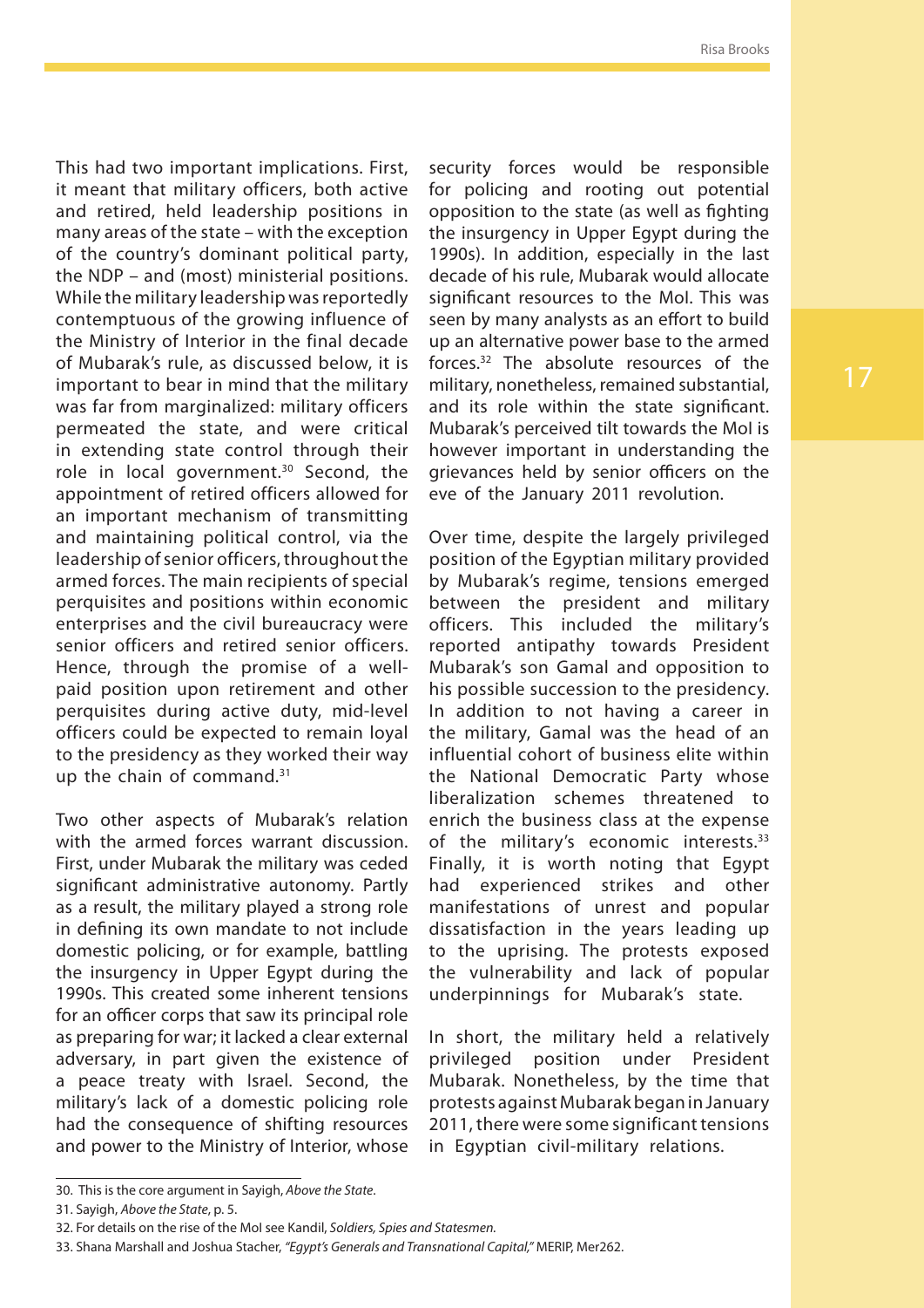This had two important implications. First, it meant that military officers, both active and retired, held leadership positions in many areas of the state – with the exception of the country's dominant political party, the NDP – and (most) ministerial positions. While the military leadership was reportedly contemptuous of the growing influence of the Ministry of Interior in the final decade of Mubarak's rule, as discussed below, it is important to bear in mind that the military was far from marginalized: military officers permeated the state, and were critical in extending state control through their role in local government.[30] Second, the appointment of retired officers allowed for an important mechanism of transmitting and maintaining political control, via the leadership of senior officers, throughout the armed forces. The main recipients of special perquisites and positions within economic enterprises and the civil bureaucracy were senior officers and retired senior officers. Hence, through the promise of a well-paid position upon retirement and other perquisites during active duty, mid-level officers could be expected to remain loyal to the presidency as they worked their way up the chain of command.[31]

Two other aspects of Mubarak's relation with the armed forces warrant discussion. First, under Mubarak the military was ceded significant administrative autonomy. Partly as a result, the military played a strong role in defining its own mandate to not include domestic policing, or for example, battling the insurgency in Upper Egypt during the 1990s. This created some inherent tensions for an officer corps that saw its principal role as preparing for war; it lacked a clear external adversary, in part given the existence of a peace treaty with Israel. Second, the military's lack of a domestic policing role had the consequence of shifting resources and power to the Ministry of Interior, whose security forces would be responsible for policing and rooting out potential opposition to the state (as well as fighting the insurgency in Upper Egypt during the 1990s). In addition, especially in the last decade of his rule, Mubarak would allocate significant resources to the MoI. This was seen by many analysts as an effort to build up an alternative power base to the armed forces.[32] The absolute resources of the military, nonetheless, remained substantial, and its role within the state significant. Mubarak's perceived tilt towards the MoI is however important in understanding the grievances held by senior officers on the eve of the January 2011 revolution.

Over time, despite the largely privileged position of the Egyptian military provided by Mubarak's regime, tensions emerged between the president and military officers. This included the military's reported antipathy towards President Mubarak's son Gamal and opposition to his possible succession to the presidency. In addition to not having a career in the military, Gamal was the head of an influential cohort of business elite within the National Democratic Party whose liberalization schemes threatened to enrich the business class at the expense of the military's economic interests.[33] Finally, it is worth noting that Egypt had experienced strikes and other manifestations of unrest and popular dissatisfaction in the years leading up to the uprising. The protests exposed the vulnerability and lack of popular underpinnings for Mubarak's state.

In short, the military held a relatively privileged position under President Mubarak. Nonetheless, by the time that protests against Mubarak began in January 2011, there were some significant tensions in Egyptian civil-military relations.

---

30. This is the core argument in Sayigh, *Above the State*.

31. Sayigh, *Above the State*, p. 5.

32. For details on the rise of the MoI see Kandil, *Soldiers, Spies and Statesmen.*

33. Shana Marshall and Joshua Stacher, *"Egypt's Generals and Transnational Capital,"* MERIP, Mer262.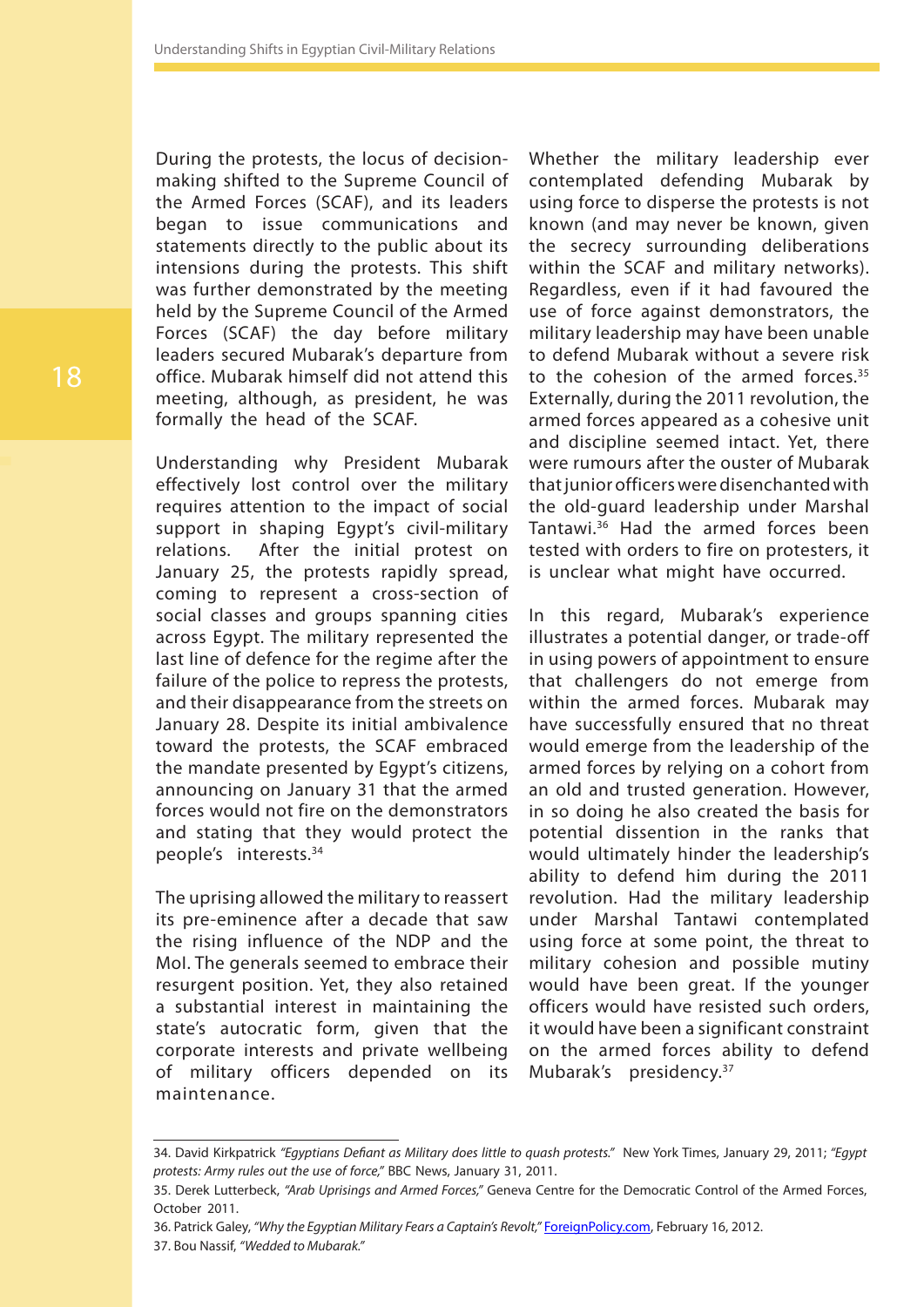During the protests, the locus of decision-making shifted to the Supreme Council of the Armed Forces (SCAF), and its leaders began to issue communications and statements directly to the public about its intensions during the protests. This shift was further demonstrated by the meeting held by the Supreme Council of the Armed Forces (SCAF) the day before military leaders secured Mubarak's departure from office. Mubarak himself did not attend this meeting, although, as president, he was formally the head of the SCAF.

Understanding why President Mubarak effectively lost control over the military requires attention to the impact of social support in shaping Egypt's civil-military relations. After the initial protest on January 25, the protests rapidly spread, coming to represent a cross-section of social classes and groups spanning cities across Egypt. The military represented the last line of defence for the regime after the failure of the police to repress the protests, and their disappearance from the streets on January 28. Despite its initial ambivalence toward the protests, the SCAF embraced the mandate presented by Egypt's citizens, announcing on January 31 that the armed forces would not fire on the demonstrators and stating that they would protect the people's interests.[34]

The uprising allowed the military to reassert its pre-eminence after a decade that saw the rising influence of the NDP and the MoI. The generals seemed to embrace their resurgent position. Yet, they also retained a substantial interest in maintaining the state's autocratic form, given that the corporate interests and private wellbeing of military officers depended on its maintenance.

Whether the military leadership ever contemplated defending Mubarak by using force to disperse the protests is not known (and may never be known, given the secrecy surrounding deliberations within the SCAF and military networks). Regardless, even if it had favoured the use of force against demonstrators, the military leadership may have been unable to defend Mubarak without a severe risk to the cohesion of the armed forces.[35] Externally, during the 2011 revolution, the armed forces appeared as a cohesive unit and discipline seemed intact. Yet, there were rumours after the ouster of Mubarak that junior officers were disenchanted with the old-guard leadership under Marshal Tantawi.[36] Had the armed forces been tested with orders to fire on protesters, it is unclear what might have occurred.

In this regard, Mubarak's experience illustrates a potential danger, or trade-off in using powers of appointment to ensure that challengers do not emerge from within the armed forces. Mubarak may have successfully ensured that no threat would emerge from the leadership of the armed forces by relying on a cohort from an old and trusted generation. However, in so doing he also created the basis for potential dissention in the ranks that would ultimately hinder the leadership's ability to defend him during the 2011 revolution. Had the military leadership under Marshal Tantawi contemplated using force at some point, the threat to military cohesion and possible mutiny would have been great. If the younger officers would have resisted such orders, it would have been a significant constraint on the armed forces ability to defend Mubarak's presidency.[37]

---

34. David Kirkpatrick *"Egyptians Defiant as Military does little to quash protests."* New York Times, January 29, 2011; *"Egypt protests: Army rules out the use of force,"* BBC News, January 31, 2011.

35. Derek Lutterbeck, *"Arab Uprisings and Armed Forces,"* Geneva Centre for the Democratic Control of the Armed Forces, October 2011.

36. Patrick Galey, *"Why the Egyptian Military Fears a Captain's Revolt,"* ForeignPolicy.com, February 16, 2012.

37. Bou Nassif, *"Wedded to Mubarak."*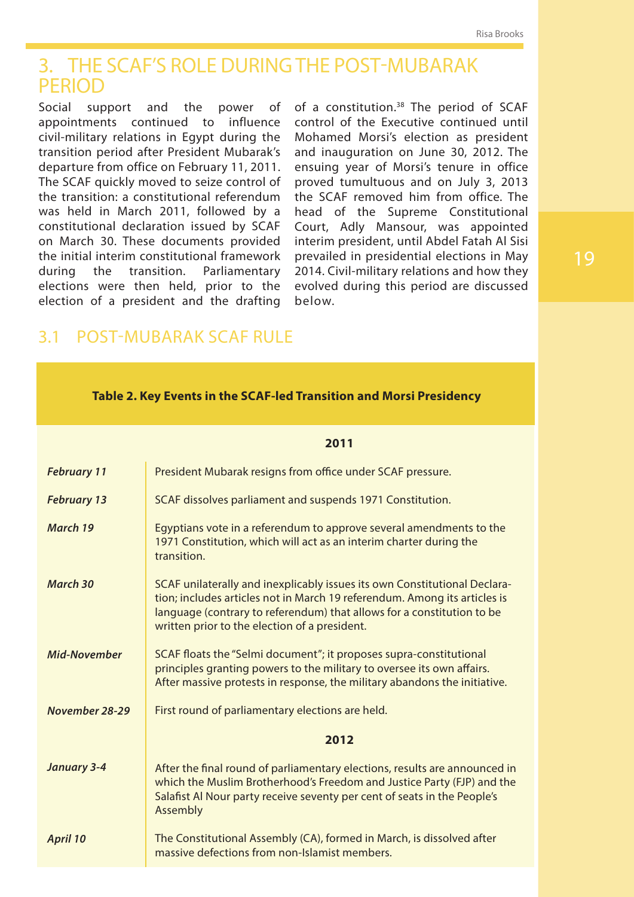## 3. THE SCAF'S ROLE DURING THE POST-MUBARAK PERIOD

Social support and the power of appointments continued to influence civil-military relations in Egypt during the transition period after President Mubarak's departure from office on February 11, 2011. The SCAF quickly moved to seize control of the transition: a constitutional referendum was held in March 2011, followed by a constitutional declaration issued by SCAF on March 30. These documents provided the initial interim constitutional framework during the transition. Parliamentary elections were then held, prior to the election of a president and the drafting of a constitution.[38] The period of SCAF control of the Executive continued until Mohamed Morsi's election as president and inauguration on June 30, 2012. The ensuing year of Morsi's tenure in office proved tumultuous and on July 3, 2013 the SCAF removed him from office. The head of the Supreme Constitutional Court, Adly Mansour, was appointed interim president, until Abdel Fatah Al Sisi prevailed in presidential elections in May 2014. Civil-military relations and how they evolved during this period are discussed below.

### 3.1 POST-MUBARAK SCAF RULE

**Table 2. Key Events in the SCAF-led Transition and Morsi Presidency**

| | |
|---|---|
| | **2011** |
| ***February 11*** | President Mubarak resigns from office under SCAF pressure. |
| ***February 13*** | SCAF dissolves parliament and suspends 1971 Constitution. |
| ***March 19*** | Egyptians vote in a referendum to approve several amendments to the 1971 Constitution, which will act as an interim charter during the transition. |
| ***March 30*** | SCAF unilaterally and inexplicably issues its own Constitutional Declaration; includes articles not in March 19 referendum. Among its articles is language (contrary to referendum) that allows for a constitution to be written prior to the election of a president. |
| ***Mid-November*** | SCAF floats the "Selmi document"; it proposes supra-constitutional principles granting powers to the military to oversee its own affairs. After massive protests in response, the military abandons the initiative. |
| ***November 28-29*** | First round of parliamentary elections are held. |
| | **2012** |
| ***January 3-4*** | After the final round of parliamentary elections, results are announced in which the Muslim Brotherhood's Freedom and Justice Party (FJP) and the Salafist Al Nour party receive seventy per cent of seats in the People's Assembly |
| ***April 10*** | The Constitutional Assembly (CA), formed in March, is dissolved after massive defections from non-Islamist members. |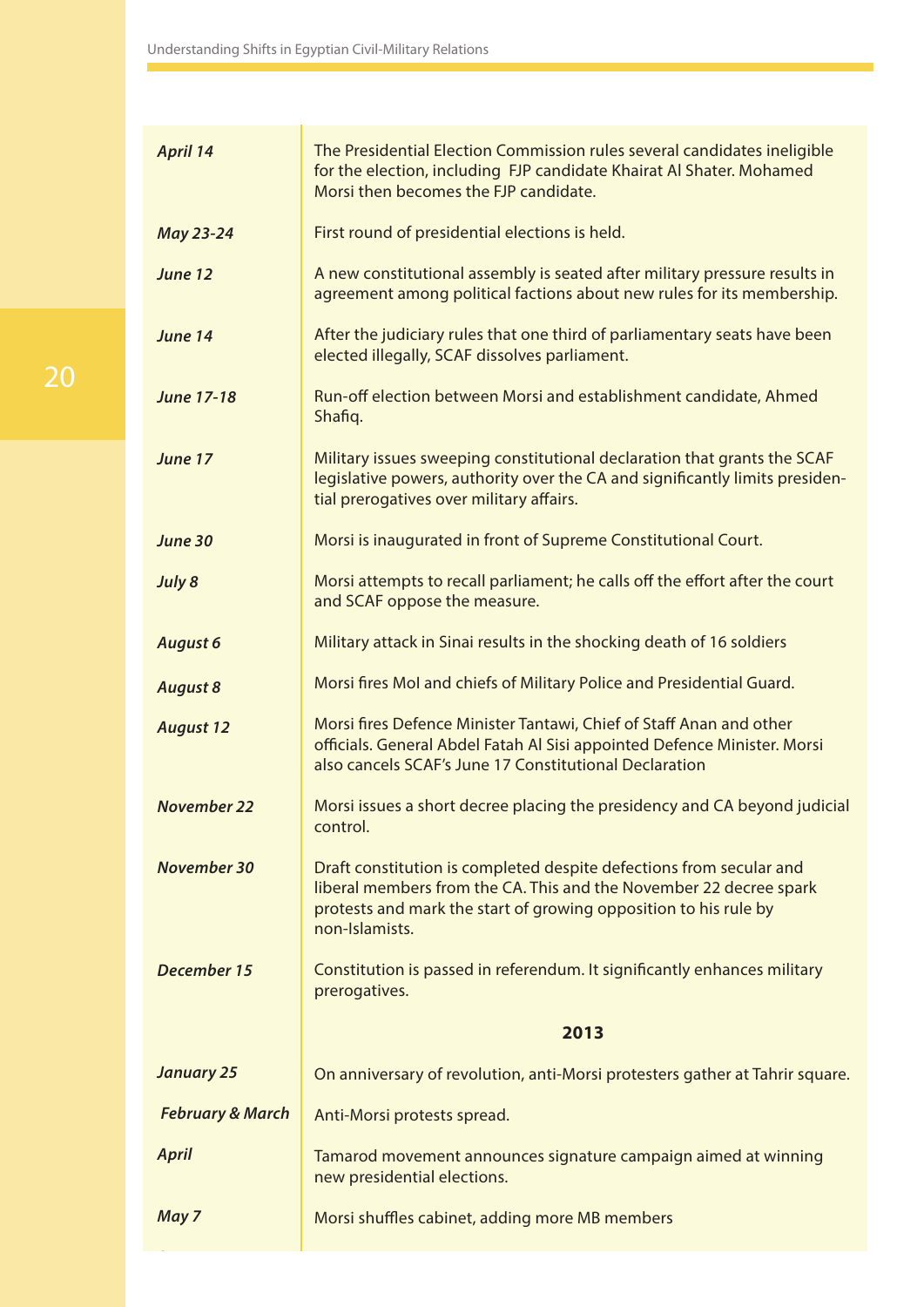| | |
|---|---|
| ***April 14*** | The Presidential Election Commission rules several candidates ineligible for the election, including FJP candidate Khairat Al Shater. Mohamed Morsi then becomes the FJP candidate. |
| ***May 23-24*** | First round of presidential elections is held. |
| ***June 12*** | A new constitutional assembly is seated after military pressure results in agreement among political factions about new rules for its membership. |
| ***June 14*** | After the judiciary rules that one third of parliamentary seats have been elected illegally, SCAF dissolves parliament. |
| ***June 17-18*** | Run-off election between Morsi and establishment candidate, Ahmed Shafiq. |
| ***June 17*** | Military issues sweeping constitutional declaration that grants the SCAF legislative powers, authority over the CA and significantly limits presidential prerogatives over military affairs. |
| ***June 30*** | Morsi is inaugurated in front of Supreme Constitutional Court. |
| ***July 8*** | Morsi attempts to recall parliament; he calls off the effort after the court and SCAF oppose the measure. |
| ***August 6*** | Military attack in Sinai results in the shocking death of 16 soldiers |
| ***August 8*** | Morsi fires MoI and chiefs of Military Police and Presidential Guard. |
| ***August 12*** | Morsi fires Defence Minister Tantawi, Chief of Staff Anan and other officials. General Abdel Fatah Al Sisi appointed Defence Minister. Morsi also cancels SCAF's June 17 Constitutional Declaration |
| ***November 22*** | Morsi issues a short decree placing the presidency and CA beyond judicial control. |
| ***November 30*** | Draft constitution is completed despite defections from secular and liberal members from the CA. This and the November 22 decree spark protests and mark the start of growing opposition to his rule by non-Islamists. |
| ***December 15*** | Constitution is passed in referendum. It significantly enhances military prerogatives. |
| | **2013** |
| ***January 25*** | On anniversary of revolution, anti-Morsi protesters gather at Tahrir square. |
| ***February & March*** | Anti-Morsi protests spread. |
| ***April*** | Tamarod movement announces signature campaign aimed at winning new presidential elections. |
| ***May 7*** | Morsi shuffles cabinet, adding more MB members |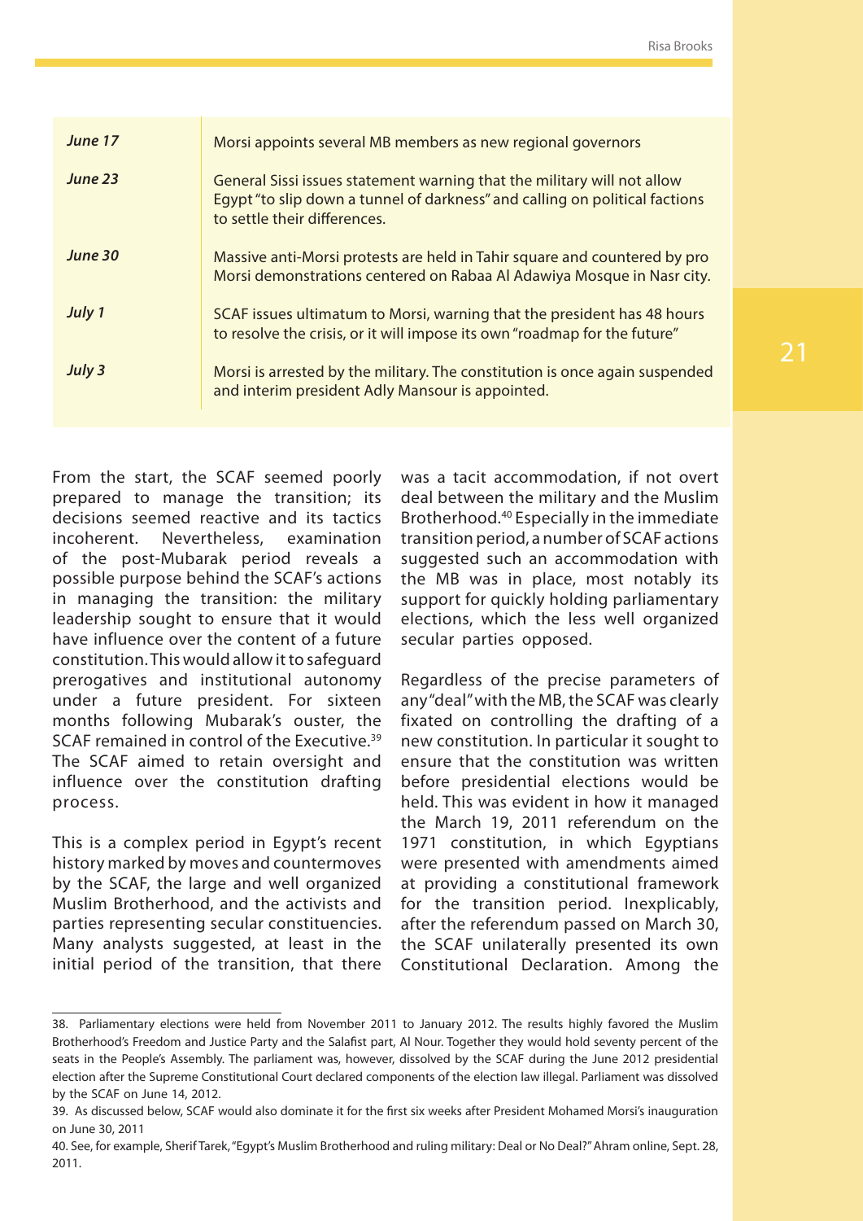| | |
|---|---|
| *June 17* | Morsi appoints several MB members as new regional governors |
| *June 23* | General Sissi issues statement warning that the military will not allow Egypt "to slip down a tunnel of darkness" and calling on political factions to settle their differences. |
| *June 30* | Massive anti-Morsi protests are held in Tahir square and countered by pro Morsi demonstrations centered on Rabaa Al Adawiya Mosque in Nasr city. |
| *July 1* | SCAF issues ultimatum to Morsi, warning that the president has 48 hours to resolve the crisis, or it will impose its own "roadmap for the future" |
| *July 3* | Morsi is arrested by the military. The constitution is once again suspended and interim president Adly Mansour is appointed. |

From the start, the SCAF seemed poorly prepared to manage the transition; its decisions seemed reactive and its tactics incoherent. Nevertheless, examination of the post-Mubarak period reveals a possible purpose behind the SCAF's actions in managing the transition: the military leadership sought to ensure that it would have influence over the content of a future constitution. This would allow it to safeguard prerogatives and institutional autonomy under a future president. For sixteen months following Mubarak's ouster, the SCAF remained in control of the Executive.[39] The SCAF aimed to retain oversight and influence over the constitution drafting process.

This is a complex period in Egypt's recent history marked by moves and countermoves by the SCAF, the large and well organized Muslim Brotherhood, and the activists and parties representing secular constituencies. Many analysts suggested, at least in the initial period of the transition, that there was a tacit accommodation, if not overt deal between the military and the Muslim Brotherhood.[40] Especially in the immediate transition period, a number of SCAF actions suggested such an accommodation with the MB was in place, most notably its support for quickly holding parliamentary elections, which the less well organized secular parties opposed.

Regardless of the precise parameters of any "deal" with the MB, the SCAF was clearly fixated on controlling the drafting of a new constitution. In particular it sought to ensure that the constitution was written before presidential elections would be held. This was evident in how it managed the March 19, 2011 referendum on the 1971 constitution, in which Egyptians were presented with amendments aimed at providing a constitutional framework for the transition period. Inexplicably, after the referendum passed on March 30, the SCAF unilaterally presented its own Constitutional Declaration. Among the

---

38. Parliamentary elections were held from November 2011 to January 2012. The results highly favored the Muslim Brotherhood's Freedom and Justice Party and the Salafist part, Al Nour. Together they would hold seventy percent of the seats in the People's Assembly. The parliament was, however, dissolved by the SCAF during the June 2012 presidential election after the Supreme Constitutional Court declared components of the election law illegal. Parliament was dissolved by the SCAF on June 14, 2012.

39. As discussed below, SCAF would also dominate it for the first six weeks after President Mohamed Morsi's inauguration on June 30, 2011

40. See, for example, Sherif Tarek, "Egypt's Muslim Brotherhood and ruling military: Deal or No Deal?" Ahram online, Sept. 28, 2011.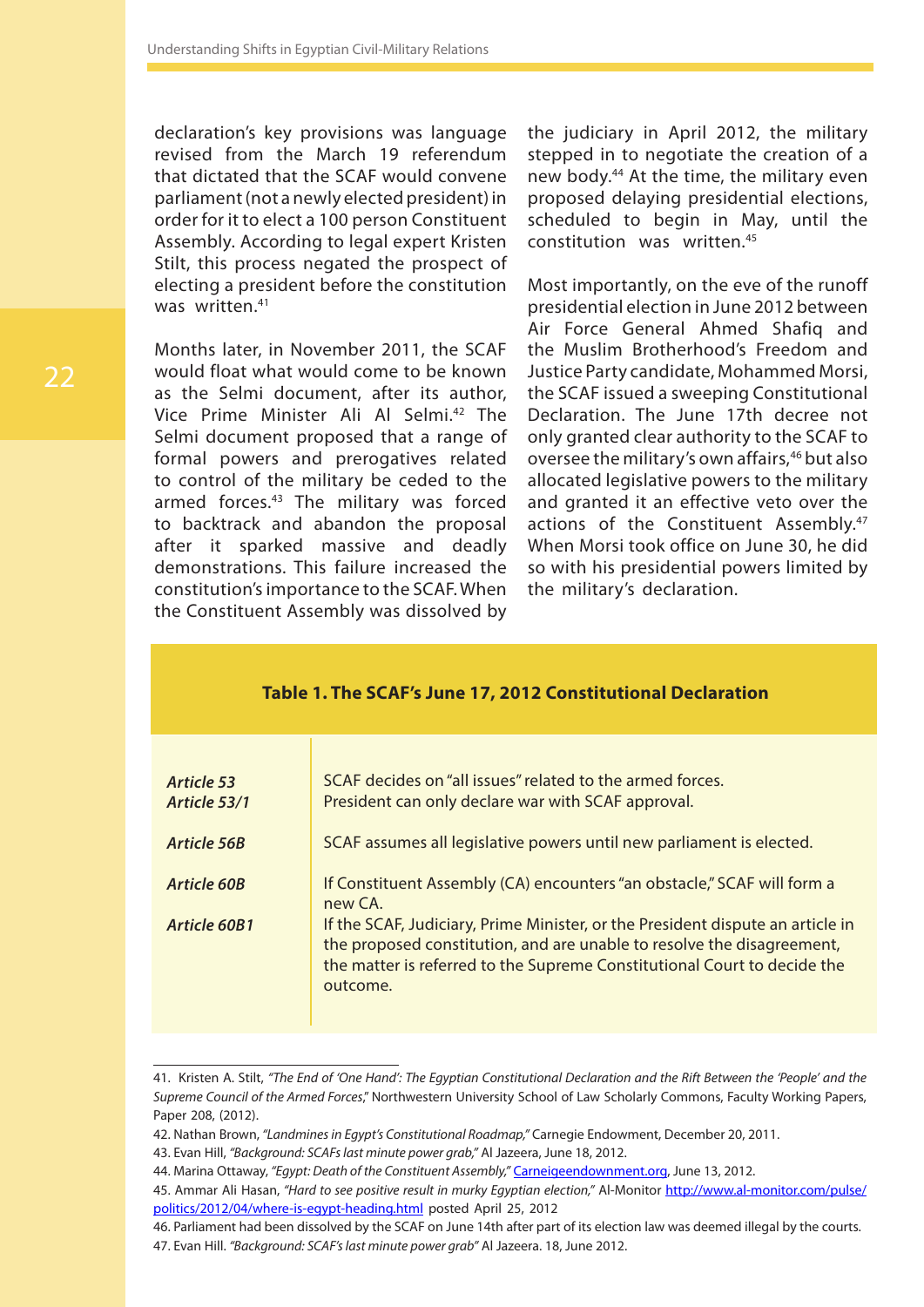declaration's key provisions was language revised from the March 19 referendum that dictated that the SCAF would convene parliament (not a newly elected president) in order for it to elect a 100 person Constituent Assembly. According to legal expert Kristen Stilt, this process negated the prospect of electing a president before the constitution was written.[41]

Months later, in November 2011, the SCAF would float what would come to be known as the Selmi document, after its author, Vice Prime Minister Ali Al Selmi.[42] The Selmi document proposed that a range of formal powers and prerogatives related to control of the military be ceded to the armed forces.[43] The military was forced to backtrack and abandon the proposal after it sparked massive and deadly demonstrations. This failure increased the constitution's importance to the SCAF. When the Constituent Assembly was dissolved by the judiciary in April 2012, the military stepped in to negotiate the creation of a new body.[44] At the time, the military even proposed delaying presidential elections, scheduled to begin in May, until the constitution was written.[45]

Most importantly, on the eve of the runoff presidential election in June 2012 between Air Force General Ahmed Shafiq and the Muslim Brotherhood's Freedom and Justice Party candidate, Mohammed Morsi, the SCAF issued a sweeping Constitutional Declaration. The June 17th decree not only granted clear authority to the SCAF to oversee the military's own affairs,[46] but also allocated legislative powers to the military and granted it an effective veto over the actions of the Constituent Assembly.[47] When Morsi took office on June 30, he did so with his presidential powers limited by the military's declaration.

**Table 1. The SCAF's June 17, 2012 Constitutional Declaration**

| | |
|---|---|
| ***Article 53*** | SCAF decides on "all issues" related to the armed forces. |
| ***Article 53/1*** | President can only declare war with SCAF approval. |
| ***Article 56B*** | SCAF assumes all legislative powers until new parliament is elected. |
| ***Article 60B*** | If Constituent Assembly (CA) encounters "an obstacle," SCAF will form a new CA. |
| ***Article 60B1*** | If the SCAF, Judiciary, Prime Minister, or the President dispute an article in the proposed constitution, and are unable to resolve the disagreement, the matter is referred to the Supreme Constitutional Court to decide the outcome. |

41. Kristen A. Stilt, *"The End of 'One Hand': The Egyptian Constitutional Declaration and the Rift Between the 'People' and the Supreme Council of the Armed Forces,"* Northwestern University School of Law Scholarly Commons, Faculty Working Papers, Paper 208, (2012).

42. Nathan Brown, *"Landmines in Egypt's Constitutional Roadmap,"* Carnegie Endowment, December 20, 2011.

43. Evan Hill, *"Background: SCAFs last minute power grab,"* Al Jazeera, June 18, 2012.

44. Marina Ottaway, *"Egypt: Death of the Constituent Assembly,"* Carneigeendownment.org, June 13, 2012.

45. Ammar Ali Hasan, *"Hard to see positive result in murky Egyptian election,"* Al-Monitor http://www.al-monitor.com/pulse/politics/2012/04/where-is-egypt-heading.html posted April 25, 2012

46. Parliament had been dissolved by the SCAF on June 14th after part of its election law was deemed illegal by the courts.

47. Evan Hill. *"Background: SCAF's last minute power grab"* Al Jazeera. 18, June 2012.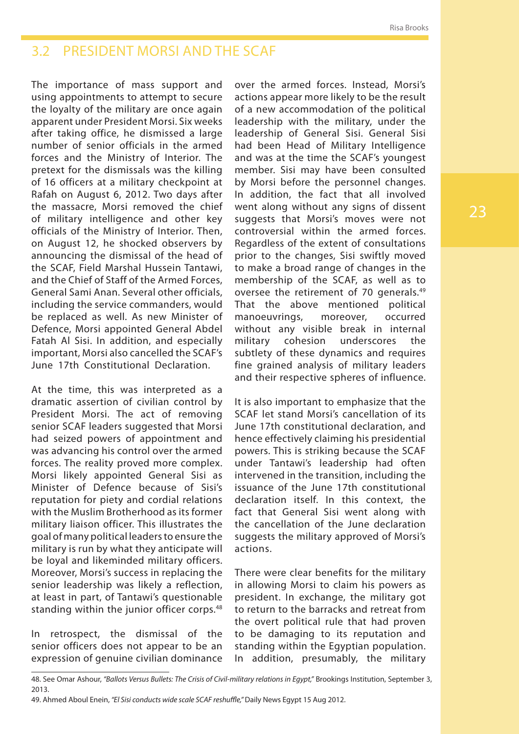## 3.2 PRESIDENT MORSI AND THE SCAF

The importance of mass support and using appointments to attempt to secure the loyalty of the military are once again apparent under President Morsi. Six weeks after taking office, he dismissed a large number of senior officials in the armed forces and the Ministry of Interior. The pretext for the dismissals was the killing of 16 officers at a military checkpoint at Rafah on August 6, 2012. Two days after the massacre, Morsi removed the chief of military intelligence and other key officials of the Ministry of Interior. Then, on August 12, he shocked observers by announcing the dismissal of the head of the SCAF, Field Marshal Hussein Tantawi, and the Chief of Staff of the Armed Forces, General Sami Anan. Several other officials, including the service commanders, would be replaced as well. As new Minister of Defence, Morsi appointed General Abdel Fatah Al Sisi. In addition, and especially important, Morsi also cancelled the SCAF's June 17th Constitutional Declaration.

At the time, this was interpreted as a dramatic assertion of civilian control by President Morsi. The act of removing senior SCAF leaders suggested that Morsi had seized powers of appointment and was advancing his control over the armed forces. The reality proved more complex. Morsi likely appointed General Sisi as Minister of Defence because of Sisi's reputation for piety and cordial relations with the Muslim Brotherhood as its former military liaison officer. This illustrates the goal of many political leaders to ensure the military is run by what they anticipate will be loyal and likeminded military officers. Moreover, Morsi's success in replacing the senior leadership was likely a reflection, at least in part, of Tantawi's questionable standing within the junior officer corps.[48]

In retrospect, the dismissal of the senior officers does not appear to be an expression of genuine civilian dominance over the armed forces. Instead, Morsi's actions appear more likely to be the result of a new accommodation of the political leadership with the military, under the leadership of General Sisi. General Sisi had been Head of Military Intelligence and was at the time the SCAF's youngest member. Sisi may have been consulted by Morsi before the personnel changes. In addition, the fact that all involved went along without any signs of dissent suggests that Morsi's moves were not controversial within the armed forces. Regardless of the extent of consultations prior to the changes, Sisi swiftly moved to make a broad range of changes in the membership of the SCAF, as well as to oversee the retirement of 70 generals.[49] That the above mentioned political manoeuvrings, moreover, occurred without any visible break in internal military cohesion underscores the subtlety of these dynamics and requires fine grained analysis of military leaders and their respective spheres of influence.

It is also important to emphasize that the SCAF let stand Morsi's cancellation of its June 17th constitutional declaration, and hence effectively claiming his presidential powers. This is striking because the SCAF under Tantawi's leadership had often intervened in the transition, including the issuance of the June 17th constitutional declaration itself. In this context, the fact that General Sisi went along with the cancellation of the June declaration suggests the military approved of Morsi's actions.

There were clear benefits for the military in allowing Morsi to claim his powers as president. In exchange, the military got to return to the barracks and retreat from the overt political rule that had proven to be damaging to its reputation and standing within the Egyptian population. In addition, presumably, the military

48. See Omar Ashour, *"Ballots Versus Bullets: The Crisis of Civil-military relations in Egypt,"* Brookings Institution, September 3, 2013.

49. Ahmed Aboul Enein, *"El Sisi conducts wide scale SCAF reshuffle,"* Daily News Egypt 15 Aug 2012.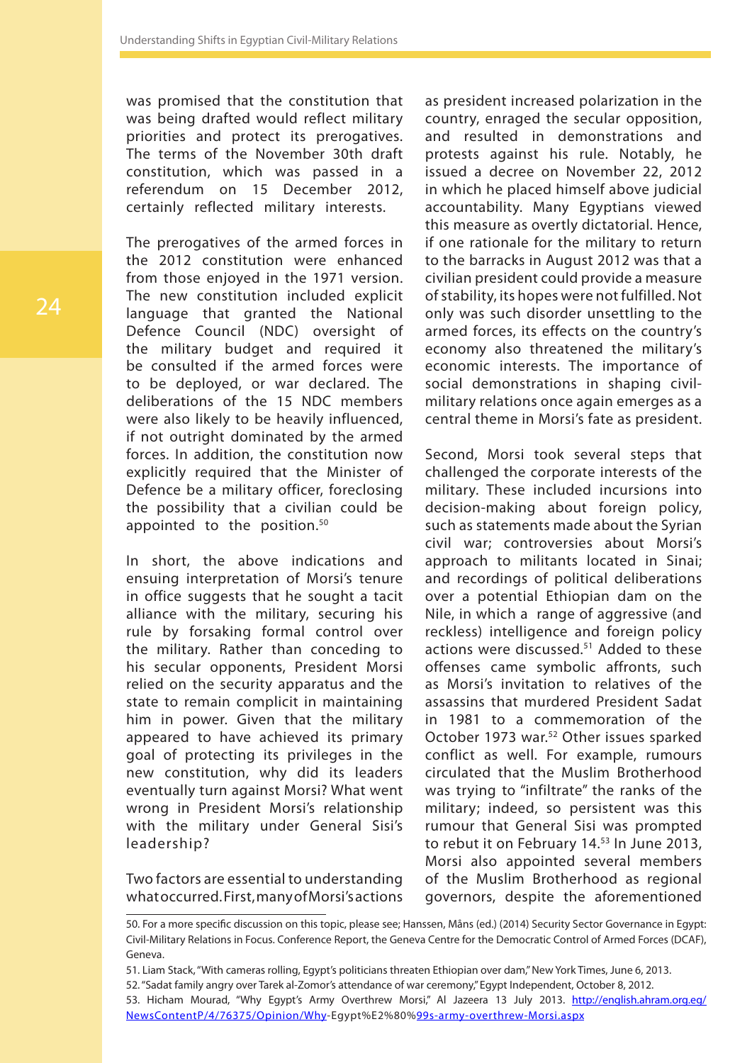was promised that the constitution that was being drafted would reflect military priorities and protect its prerogatives. The terms of the November 30th draft constitution, which was passed in a referendum on 15 December 2012, certainly reflected military interests.

The prerogatives of the armed forces in the 2012 constitution were enhanced from those enjoyed in the 1971 version. The new constitution included explicit language that granted the National Defence Council (NDC) oversight of the military budget and required it be consulted if the armed forces were to be deployed, or war declared. The deliberations of the 15 NDC members were also likely to be heavily influenced, if not outright dominated by the armed forces. In addition, the constitution now explicitly required that the Minister of Defence be a military officer, foreclosing the possibility that a civilian could be appointed to the position.[50]

In short, the above indications and ensuing interpretation of Morsi's tenure in office suggests that he sought a tacit alliance with the military, securing his rule by forsaking formal control over the military. Rather than conceding to his secular opponents, President Morsi relied on the security apparatus and the state to remain complicit in maintaining him in power. Given that the military appeared to have achieved its primary goal of protecting its privileges in the new constitution, why did its leaders eventually turn against Morsi? What went wrong in President Morsi's relationship with the military under General Sisi's leadership?

Two factors are essential to understanding what occurred. First, many of Morsi's actions as president increased polarization in the country, enraged the secular opposition, and resulted in demonstrations and protests against his rule. Notably, he issued a decree on November 22, 2012 in which he placed himself above judicial accountability. Many Egyptians viewed this measure as overtly dictatorial. Hence, if one rationale for the military to return to the barracks in August 2012 was that a civilian president could provide a measure of stability, its hopes were not fulfilled. Not only was such disorder unsettling to the armed forces, its effects on the country's economy also threatened the military's economic interests. The importance of social demonstrations in shaping civil-military relations once again emerges as a central theme in Morsi's fate as president.

Second, Morsi took several steps that challenged the corporate interests of the military. These included incursions into decision-making about foreign policy, such as statements made about the Syrian civil war; controversies about Morsi's approach to militants located in Sinai; and recordings of political deliberations over a potential Ethiopian dam on the Nile, in which a range of aggressive (and reckless) intelligence and foreign policy actions were discussed.[51] Added to these offenses came symbolic affronts, such as Morsi's invitation to relatives of the assassins that murdered President Sadat in 1981 to a commemoration of the October 1973 war.[52] Other issues sparked conflict as well. For example, rumours circulated that the Muslim Brotherhood was trying to "infiltrate" the ranks of the military; indeed, so persistent was this rumour that General Sisi was prompted to rebut it on February 14.[53] In June 2013, Morsi also appointed several members of the Muslim Brotherhood as regional governors, despite the aforementioned

---

50. For a more specific discussion on this topic, please see; Hanssen, Måns (ed.) (2014) Security Sector Governance in Egypt: Civil-Military Relations in Focus. Conference Report, the Geneva Centre for the Democratic Control of Armed Forces (DCAF), Geneva.

51. Liam Stack, "With cameras rolling, Egypt's politicians threaten Ethiopian over dam," New York Times, June 6, 2013.

52. "Sadat family angry over Tarek al-Zomor's attendance of war ceremony," Egypt Independent, October 8, 2012.

53. Hicham Mourad, "Why Egypt's Army Overthrew Morsi," Al Jazeera 13 July 2013. http://english.ahram.org.eg/NewsContentP/4/76375/Opinion/Why-Egypt%E2%80%99s-army-overthrew-Morsi.aspx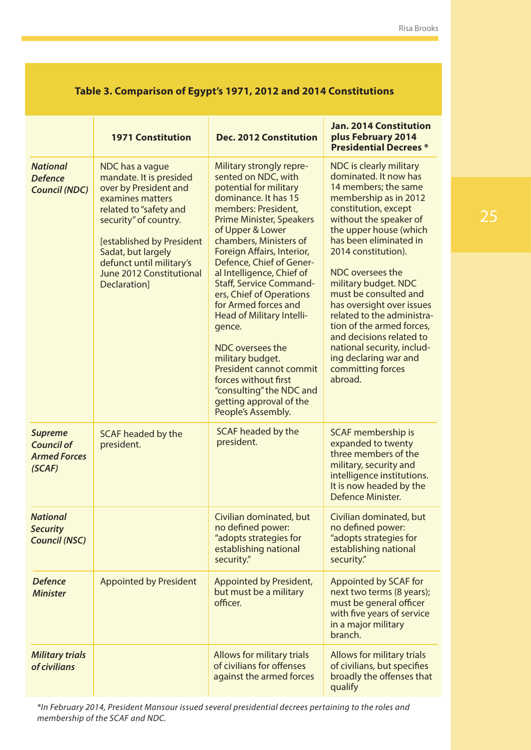**Table 3. Comparison of Egypt's 1971, 2012 and 2014 Constitutions**

| | 1971 Constitution | Dec. 2012 Constitution | Jan. 2014 Constitution plus February 2014 Presidential Decrees * |
|---|---|---|---|
| *National Defence Council (NDC)* | NDC has a vague mandate. It is presided over by President and examines matters related to "safety and security" of country.<br><br>[established by President Sadat, but largely defunct until military's June 2012 Constitutional Declaration] | Military strongly represented on NDC, with potential for military dominance. It has 15 members: President, Prime Minister, Speakers of Upper & Lower chambers, Ministers of Foreign Affairs, Interior, Defence, Chief of General Intelligence, Chief of Staff, Service Commanders, Chief of Operations for Armed forces and Head of Military Intelligence.<br><br>NDC oversees the military budget. President cannot commit forces without first "consulting" the NDC and getting approval of the People's Assembly. | NDC is clearly military dominated. It now has 14 members; the same membership as in 2012 constitution, except without the speaker of the upper house (which has been eliminated in 2014 constitution).<br><br>NDC oversees the military budget. NDC must be consulted and has oversight over issues related to the administration of the armed forces, and decisions related to national security, including declaring war and committing forces abroad. |
| *Supreme Council of Armed Forces (SCAF)* | SCAF headed by the president. | SCAF headed by the president. | SCAF membership is expanded to twenty three members of the military, security and intelligence institutions. It is now headed by the Defence Minister. |
| *National Security Council (NSC)* | | Civilian dominated, but no defined power: "adopts strategies for establishing national security." | Civilian dominated, but no defined power: "adopts strategies for establishing national security." |
| *Defence Minister* | Appointed by President | Appointed by President, but must be a military officer. | Appointed by SCAF for next two terms (8 years); must be general officer with five years of service in a major military branch. |
| *Military trials of civilians* | | Allows for military trials of civilians for offenses against the armed forces | Allows for military trials of civilians, but specifies broadly the offenses that qualify |

*\*In February 2014, President Mansour issued several presidential decrees pertaining to the roles and membership of the SCAF and NDC.*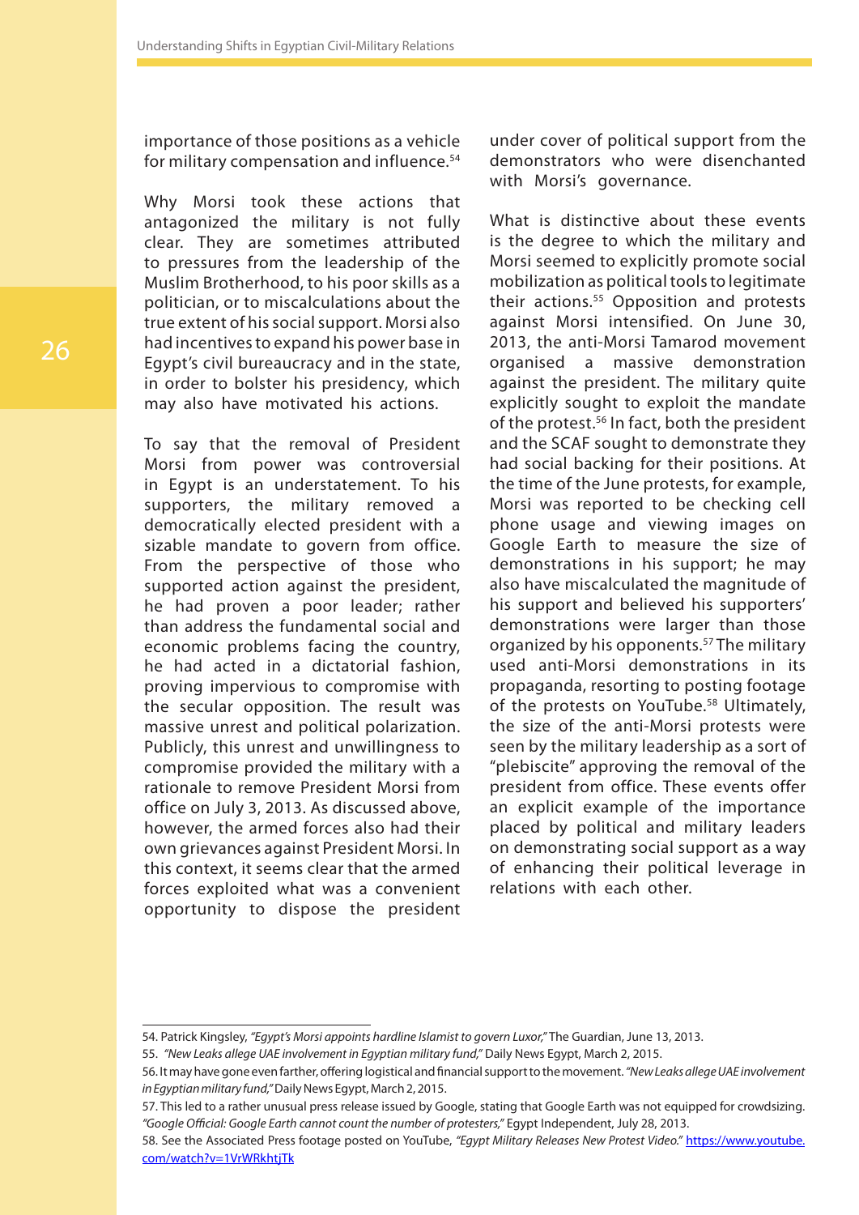importance of those positions as a vehicle for military compensation and influence.[54]

Why Morsi took these actions that antagonized the military is not fully clear. They are sometimes attributed to pressures from the leadership of the Muslim Brotherhood, to his poor skills as a politician, or to miscalculations about the true extent of his social support. Morsi also had incentives to expand his power base in Egypt's civil bureaucracy and in the state, in order to bolster his presidency, which may also have motivated his actions.

To say that the removal of President Morsi from power was controversial in Egypt is an understatement. To his supporters, the military removed a democratically elected president with a sizable mandate to govern from office. From the perspective of those who supported action against the president, he had proven a poor leader; rather than address the fundamental social and economic problems facing the country, he had acted in a dictatorial fashion, proving impervious to compromise with the secular opposition. The result was massive unrest and political polarization. Publicly, this unrest and unwillingness to compromise provided the military with a rationale to remove President Morsi from office on July 3, 2013. As discussed above, however, the armed forces also had their own grievances against President Morsi. In this context, it seems clear that the armed forces exploited what was a convenient opportunity to dispose the president under cover of political support from the demonstrators who were disenchanted with Morsi's governance.

What is distinctive about these events is the degree to which the military and Morsi seemed to explicitly promote social mobilization as political tools to legitimate their actions.[55] Opposition and protests against Morsi intensified. On June 30, 2013, the anti-Morsi Tamarod movement organised a massive demonstration against the president. The military quite explicitly sought to exploit the mandate of the protest.[56] In fact, both the president and the SCAF sought to demonstrate they had social backing for their positions. At the time of the June protests, for example, Morsi was reported to be checking cell phone usage and viewing images on Google Earth to measure the size of demonstrations in his support; he may also have miscalculated the magnitude of his support and believed his supporters' demonstrations were larger than those organized by his opponents.[57] The military used anti-Morsi demonstrations in its propaganda, resorting to posting footage of the protests on YouTube.[58] Ultimately, the size of the anti-Morsi protests were seen by the military leadership as a sort of "plebiscite" approving the removal of the president from office. These events offer an explicit example of the importance placed by political and military leaders on demonstrating social support as a way of enhancing their political leverage in relations with each other.

---

54. Patrick Kingsley, *"Egypt's Morsi appoints hardline Islamist to govern Luxor,"* The Guardian, June 13, 2013.

55. *"New Leaks allege UAE involvement in Egyptian military fund,"* Daily News Egypt, March 2, 2015.

56. It may have gone even farther, offering logistical and financial support to the movement. *"New Leaks allege UAE involvement in Egyptian military fund,"* Daily News Egypt, March 2, 2015.

57. This led to a rather unusual press release issued by Google, stating that Google Earth was not equipped for crowdsizing. *"Google Official: Google Earth cannot count the number of protesters,"* Egypt Independent, July 28, 2013.

58. See the Associated Press footage posted on YouTube, *"Egypt Military Releases New Protest Video."* https://www.youtube.com/watch?v=1VrWRkhtjTk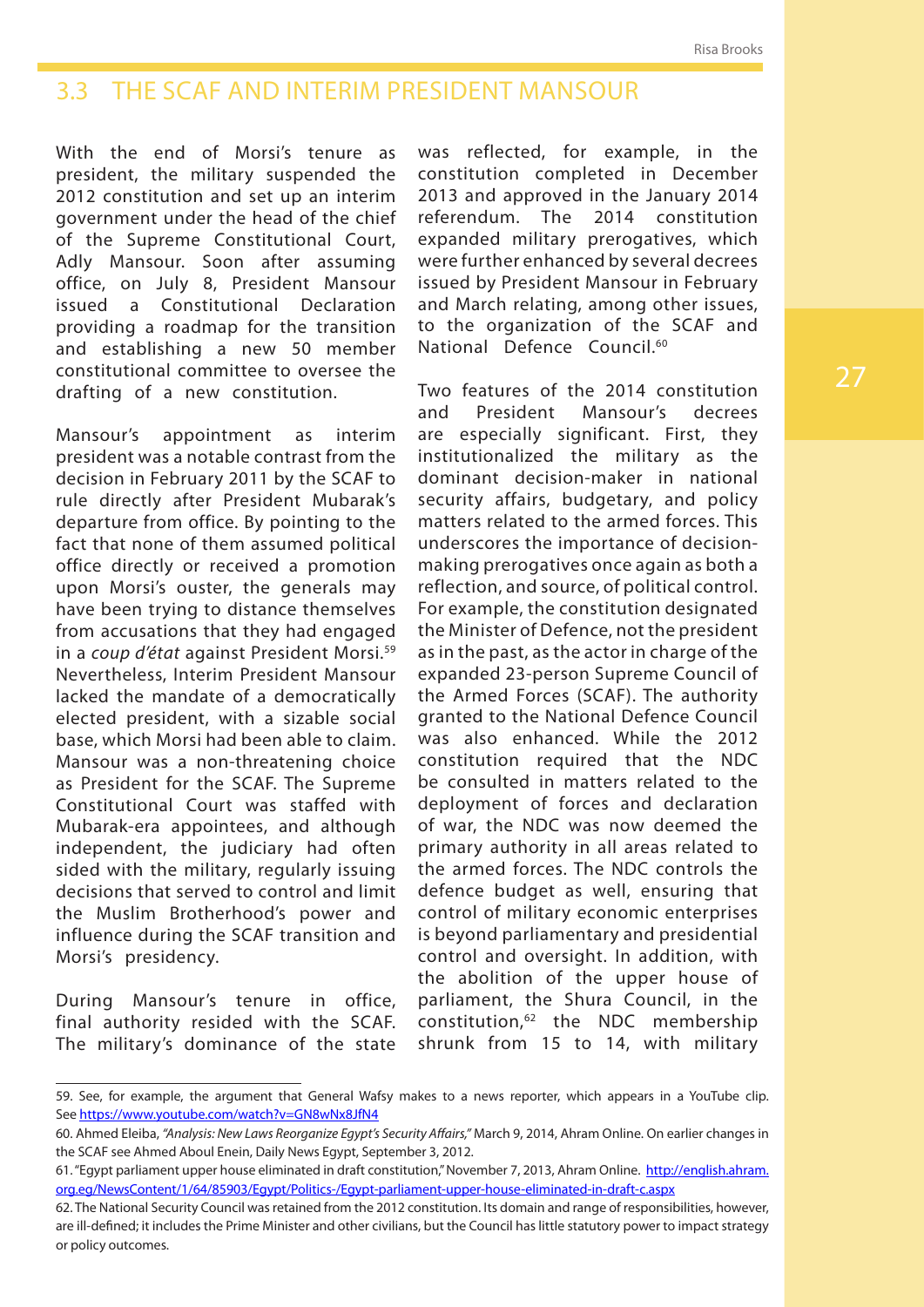## 3.3 THE SCAF AND INTERIM PRESIDENT MANSOUR

With the end of Morsi's tenure as president, the military suspended the 2012 constitution and set up an interim government under the head of the chief of the Supreme Constitutional Court, Adly Mansour. Soon after assuming office, on July 8, President Mansour issued a Constitutional Declaration providing a roadmap for the transition and establishing a new 50 member constitutional committee to oversee the drafting of a new constitution.

Mansour's appointment as interim president was a notable contrast from the decision in February 2011 by the SCAF to rule directly after President Mubarak's departure from office. By pointing to the fact that none of them assumed political office directly or received a promotion upon Morsi's ouster, the generals may have been trying to distance themselves from accusations that they had engaged in a *coup d'état* against President Morsi.[59] Nevertheless, Interim President Mansour lacked the mandate of a democratically elected president, with a sizable social base, which Morsi had been able to claim. Mansour was a non-threatening choice as President for the SCAF. The Supreme Constitutional Court was staffed with Mubarak-era appointees, and although independent, the judiciary had often sided with the military, regularly issuing decisions that served to control and limit the Muslim Brotherhood's power and influence during the SCAF transition and Morsi's presidency.

During Mansour's tenure in office, final authority resided with the SCAF. The military's dominance of the state was reflected, for example, in the constitution completed in December 2013 and approved in the January 2014 referendum. The 2014 constitution expanded military prerogatives, which were further enhanced by several decrees issued by President Mansour in February and March relating, among other issues, to the organization of the SCAF and National Defence Council.[60]

Two features of the 2014 constitution and President Mansour's decrees are especially significant. First, they institutionalized the military as the dominant decision-maker in national security affairs, budgetary, and policy matters related to the armed forces. This underscores the importance of decision-making prerogatives once again as both a reflection, and source, of political control. For example, the constitution designated the Minister of Defence, not the president as in the past, as the actor in charge of the expanded 23-person Supreme Council of the Armed Forces (SCAF). The authority granted to the National Defence Council was also enhanced. While the 2012 constitution required that the NDC be consulted in matters related to the deployment of forces and declaration of war, the NDC was now deemed the primary authority in all areas related to the armed forces. The NDC controls the defence budget as well, ensuring that control of military economic enterprises is beyond parliamentary and presidential control and oversight. In addition, with the abolition of the upper house of parliament, the Shura Council, in the constitution,[62] the NDC membership shrunk from 15 to 14, with military

---

59. See, for example, the argument that General Wafsy makes to a news reporter, which appears in a YouTube clip. See https://www.youtube.com/watch?v=GN8wNx8JfN4

60. Ahmed Eleiba, *"Analysis: New Laws Reorganize Egypt's Security Affairs,"* March 9, 2014, Ahram Online. On earlier changes in the SCAF see Ahmed Aboul Enein, Daily News Egypt, September 3, 2012.

61. "Egypt parliament upper house eliminated in draft constitution," November 7, 2013, Ahram Online. http://english.ahram.org.eg/NewsContent/1/64/85903/Egypt/Politics-/Egypt-parliament-upper-house-eliminated-in-draft-c.aspx

62. The National Security Council was retained from the 2012 constitution. Its domain and range of responsibilities, however, are ill-defined; it includes the Prime Minister and other civilians, but the Council has little statutory power to impact strategy or policy outcomes.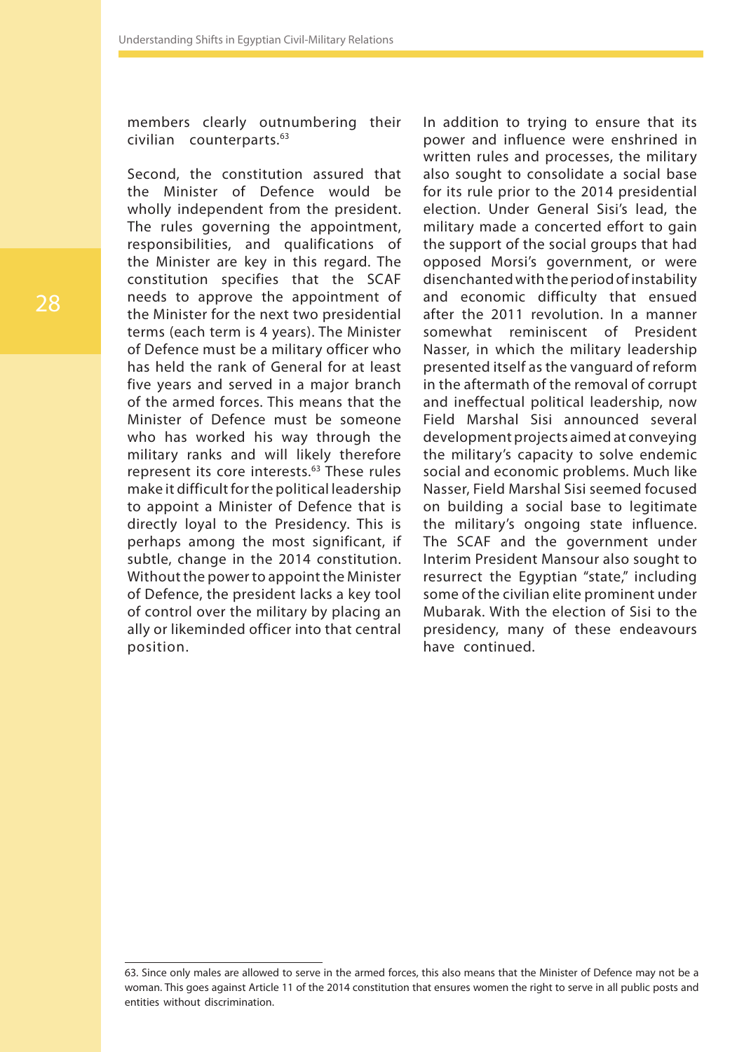members clearly outnumbering their civilian counterparts.[63]

Second, the constitution assured that the Minister of Defence would be wholly independent from the president. The rules governing the appointment, responsibilities, and qualifications of the Minister are key in this regard. The constitution specifies that the SCAF needs to approve the appointment of the Minister for the next two presidential terms (each term is 4 years). The Minister of Defence must be a military officer who has held the rank of General for at least five years and served in a major branch of the armed forces. This means that the Minister of Defence must be someone who has worked his way through the military ranks and will likely therefore represent its core interests.[63] These rules make it difficult for the political leadership to appoint a Minister of Defence that is directly loyal to the Presidency. This is perhaps among the most significant, if subtle, change in the 2014 constitution. Without the power to appoint the Minister of Defence, the president lacks a key tool of control over the military by placing an ally or likeminded officer into that central position.

In addition to trying to ensure that its power and influence were enshrined in written rules and processes, the military also sought to consolidate a social base for its rule prior to the 2014 presidential election. Under General Sisi's lead, the military made a concerted effort to gain the support of the social groups that had opposed Morsi's government, or were disenchanted with the period of instability and economic difficulty that ensued after the 2011 revolution. In a manner somewhat reminiscent of President Nasser, in which the military leadership presented itself as the vanguard of reform in the aftermath of the removal of corrupt and ineffectual political leadership, now Field Marshal Sisi announced several development projects aimed at conveying the military's capacity to solve endemic social and economic problems. Much like Nasser, Field Marshal Sisi seemed focused on building a social base to legitimate the military's ongoing state influence. The SCAF and the government under Interim President Mansour also sought to resurrect the Egyptian "state," including some of the civilian elite prominent under Mubarak. With the election of Sisi to the presidency, many of these endeavours have continued.

63. Since only males are allowed to serve in the armed forces, this also means that the Minister of Defence may not be a woman. This goes against Article 11 of the 2014 constitution that ensures women the right to serve in all public posts and entities without discrimination.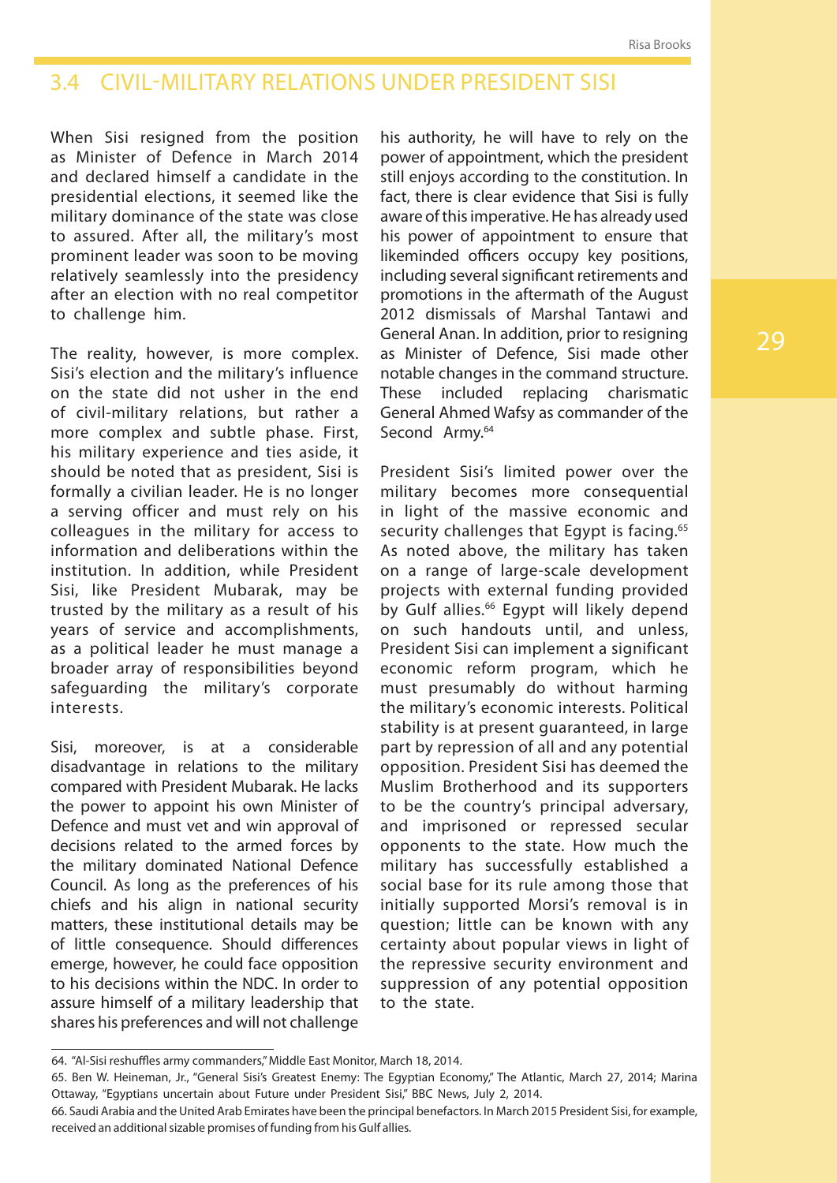## 3.4 CIVIL-MILITARY RELATIONS UNDER PRESIDENT SISI

When Sisi resigned from the position as Minister of Defence in March 2014 and declared himself a candidate in the presidential elections, it seemed like the military dominance of the state was close to assured. After all, the military's most prominent leader was soon to be moving relatively seamlessly into the presidency after an election with no real competitor to challenge him.

The reality, however, is more complex. Sisi's election and the military's influence on the state did not usher in the end of civil-military relations, but rather a more complex and subtle phase. First, his military experience and ties aside, it should be noted that as president, Sisi is formally a civilian leader. He is no longer a serving officer and must rely on his colleagues in the military for access to information and deliberations within the institution. In addition, while President Sisi, like President Mubarak, may be trusted by the military as a result of his years of service and accomplishments, as a political leader he must manage a broader array of responsibilities beyond safeguarding the military's corporate interests.

Sisi, moreover, is at a considerable disadvantage in relations to the military compared with President Mubarak. He lacks the power to appoint his own Minister of Defence and must vet and win approval of decisions related to the armed forces by the military dominated National Defence Council. As long as the preferences of his chiefs and his align in national security matters, these institutional details may be of little consequence. Should differences emerge, however, he could face opposition to his decisions within the NDC. In order to assure himself of a military leadership that shares his preferences and will not challenge his authority, he will have to rely on the power of appointment, which the president still enjoys according to the constitution. In fact, there is clear evidence that Sisi is fully aware of this imperative. He has already used his power of appointment to ensure that likeminded officers occupy key positions, including several significant retirements and promotions in the aftermath of the August 2012 dismissals of Marshal Tantawi and General Anan. In addition, prior to resigning as Minister of Defence, Sisi made other notable changes in the command structure. These included replacing charismatic General Ahmed Wafsy as commander of the Second Army.[64]

President Sisi's limited power over the military becomes more consequential in light of the massive economic and security challenges that Egypt is facing.[65] As noted above, the military has taken on a range of large-scale development projects with external funding provided by Gulf allies.[66] Egypt will likely depend on such handouts until, and unless, President Sisi can implement a significant economic reform program, which he must presumably do without harming the military's economic interests. Political stability is at present guaranteed, in large part by repression of all and any potential opposition. President Sisi has deemed the Muslim Brotherhood and its supporters to be the country's principal adversary, and imprisoned or repressed secular opponents to the state. How much the military has successfully established a social base for its rule among those that initially supported Morsi's removal is in question; little can be known with any certainty about popular views in light of the repressive security environment and suppression of any potential opposition to the state.

---

64. "Al-Sisi reshuffles army commanders," Middle East Monitor, March 18, 2014.

65. Ben W. Heineman, Jr., "General Sisi's Greatest Enemy: The Egyptian Economy," The Atlantic, March 27, 2014; Marina Ottaway, "Egyptians uncertain about Future under President Sisi," BBC News, July 2, 2014.

66. Saudi Arabia and the United Arab Emirates have been the principal benefactors. In March 2015 President Sisi, for example, received an additional sizable promises of funding from his Gulf allies.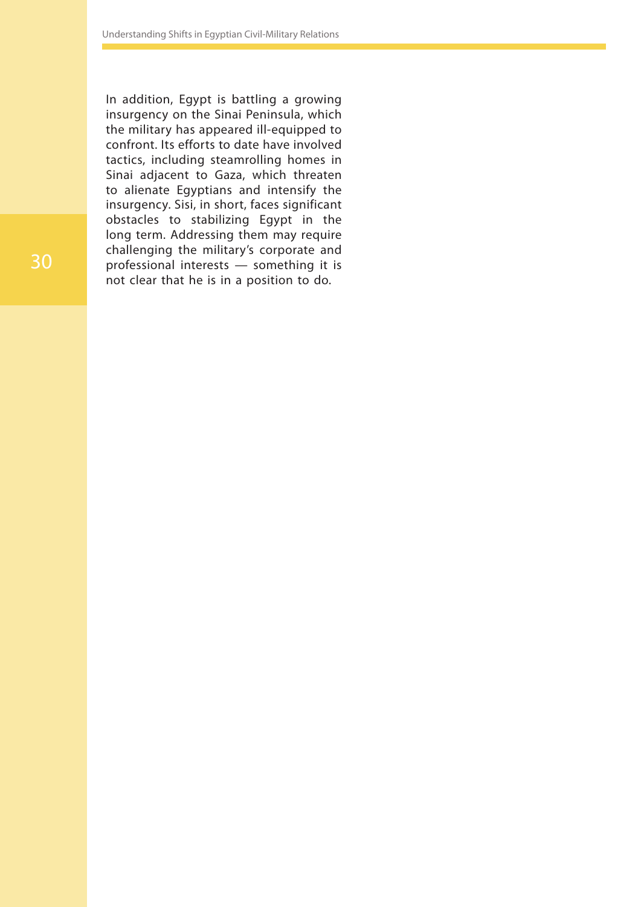In addition, Egypt is battling a growing insurgency on the Sinai Peninsula, which the military has appeared ill-equipped to confront. Its efforts to date have involved tactics, including steamrolling homes in Sinai adjacent to Gaza, which threaten to alienate Egyptians and intensify the insurgency. Sisi, in short, faces significant obstacles to stabilizing Egypt in the long term. Addressing them may require challenging the military's corporate and professional interests — something it is not clear that he is in a position to do.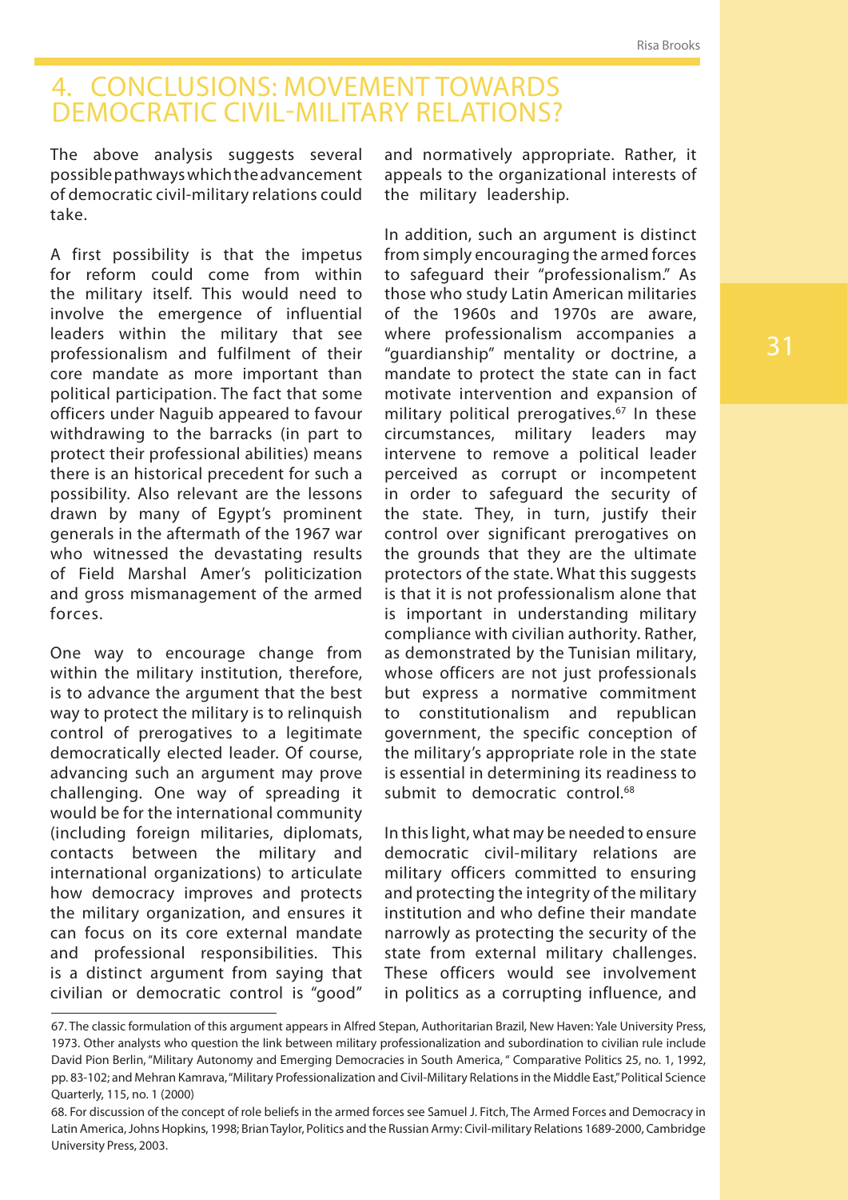# 4. CONCLUSIONS: MOVEMENT TOWARDS DEMOCRATIC CIVIL-MILITARY RELATIONS?

The above analysis suggests several possible pathways which the advancement of democratic civil-military relations could take.

A first possibility is that the impetus for reform could come from within the military itself. This would need to involve the emergence of influential leaders within the military that see professionalism and fulfilment of their core mandate as more important than political participation. The fact that some officers under Naguib appeared to favour withdrawing to the barracks (in part to protect their professional abilities) means there is an historical precedent for such a possibility. Also relevant are the lessons drawn by many of Egypt's prominent generals in the aftermath of the 1967 war who witnessed the devastating results of Field Marshal Amer's politicization and gross mismanagement of the armed forces.

One way to encourage change from within the military institution, therefore, is to advance the argument that the best way to protect the military is to relinquish control of prerogatives to a legitimate democratically elected leader. Of course, advancing such an argument may prove challenging. One way of spreading it would be for the international community (including foreign militaries, diplomats, contacts between the military and international organizations) to articulate how democracy improves and protects the military organization, and ensures it can focus on its core external mandate and professional responsibilities. This is a distinct argument from saying that civilian or democratic control is "good" and normatively appropriate. Rather, it appeals to the organizational interests of the military leadership.

In addition, such an argument is distinct from simply encouraging the armed forces to safeguard their "professionalism." As those who study Latin American militaries of the 1960s and 1970s are aware, where professionalism accompanies a "guardianship" mentality or doctrine, a mandate to protect the state can in fact motivate intervention and expansion of military political prerogatives.[67] In these circumstances, military leaders may intervene to remove a political leader perceived as corrupt or incompetent in order to safeguard the security of the state. They, in turn, justify their control over significant prerogatives on the grounds that they are the ultimate protectors of the state. What this suggests is that it is not professionalism alone that is important in understanding military compliance with civilian authority. Rather, as demonstrated by the Tunisian military, whose officers are not just professionals but express a normative commitment to constitutionalism and republican government, the specific conception of the military's appropriate role in the state is essential in determining its readiness to submit to democratic control.[68]

In this light, what may be needed to ensure democratic civil-military relations are military officers committed to ensuring and protecting the integrity of the military institution and who define their mandate narrowly as protecting the security of the state from external military challenges. These officers would see involvement in politics as a corrupting influence, and

---

67. The classic formulation of this argument appears in Alfred Stepan, Authoritarian Brazil, New Haven: Yale University Press, 1973. Other analysts who question the link between military professionalization and subordination to civilian rule include David Pion Berlin, "Military Autonomy and Emerging Democracies in South America," Comparative Politics 25, no. 1, 1992, pp. 83-102; and Mehran Kamrava, "Military Professionalization and Civil-Military Relations in the Middle East," Political Science Quarterly, 115, no. 1 (2000)

68. For discussion of the concept of role beliefs in the armed forces see Samuel J. Fitch, The Armed Forces and Democracy in Latin America, Johns Hopkins, 1998; Brian Taylor, Politics and the Russian Army: Civil-military Relations 1689-2000, Cambridge University Press, 2003.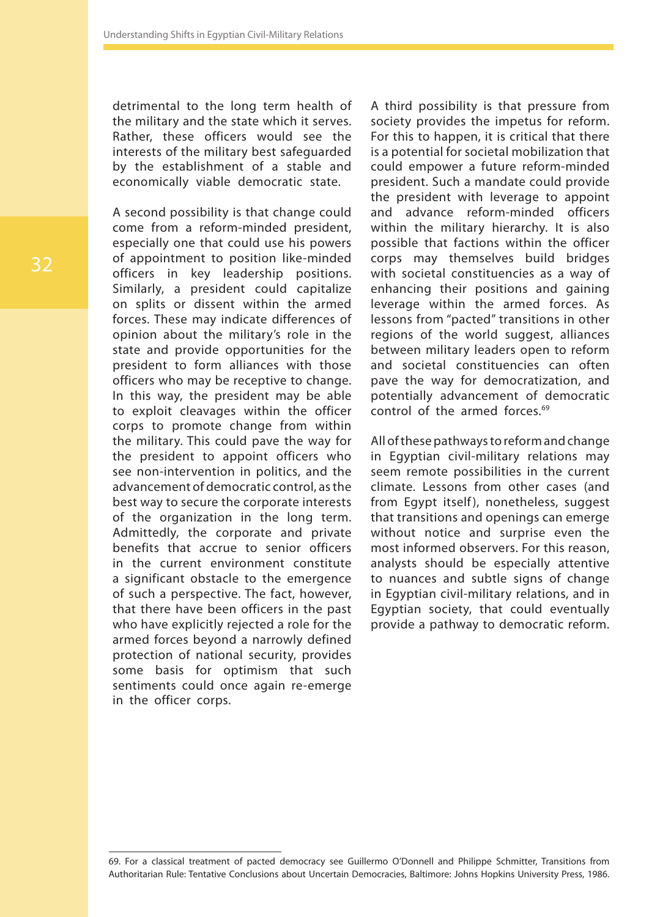detrimental to the long term health of the military and the state which it serves. Rather, these officers would see the interests of the military best safeguarded by the establishment of a stable and economically viable democratic state.

A second possibility is that change could come from a reform-minded president, especially one that could use his powers of appointment to position like-minded officers in key leadership positions. Similarly, a president could capitalize on splits or dissent within the armed forces. These may indicate differences of opinion about the military's role in the state and provide opportunities for the president to form alliances with those officers who may be receptive to change. In this way, the president may be able to exploit cleavages within the officer corps to promote change from within the military. This could pave the way for the president to appoint officers who see non-intervention in politics, and the advancement of democratic control, as the best way to secure the corporate interests of the organization in the long term. Admittedly, the corporate and private benefits that accrue to senior officers in the current environment constitute a significant obstacle to the emergence of such a perspective. The fact, however, that there have been officers in the past who have explicitly rejected a role for the armed forces beyond a narrowly defined protection of national security, provides some basis for optimism that such sentiments could once again re-emerge in the officer corps.

A third possibility is that pressure from society provides the impetus for reform. For this to happen, it is critical that there is a potential for societal mobilization that could empower a future reform-minded president. Such a mandate could provide the president with leverage to appoint and advance reform-minded officers within the military hierarchy. It is also possible that factions within the officer corps may themselves build bridges with societal constituencies as a way of enhancing their positions and gaining leverage within the armed forces. As lessons from "pacted" transitions in other regions of the world suggest, alliances between military leaders open to reform and societal constituencies can often pave the way for democratization, and potentially advancement of democratic control of the armed forces.[69]

All of these pathways to reform and change in Egyptian civil-military relations may seem remote possibilities in the current climate. Lessons from other cases (and from Egypt itself), nonetheless, suggest that transitions and openings can emerge without notice and surprise even the most informed observers. For this reason, analysts should be especially attentive to nuances and subtle signs of change in Egyptian civil-military relations, and in Egyptian society, that could eventually provide a pathway to democratic reform.

---

69. For a classical treatment of pacted democracy see Guillermo O'Donnell and Philippe Schmitter, Transitions from Authoritarian Rule: Tentative Conclusions about Uncertain Democracies, Baltimore: Johns Hopkins University Press, 1986.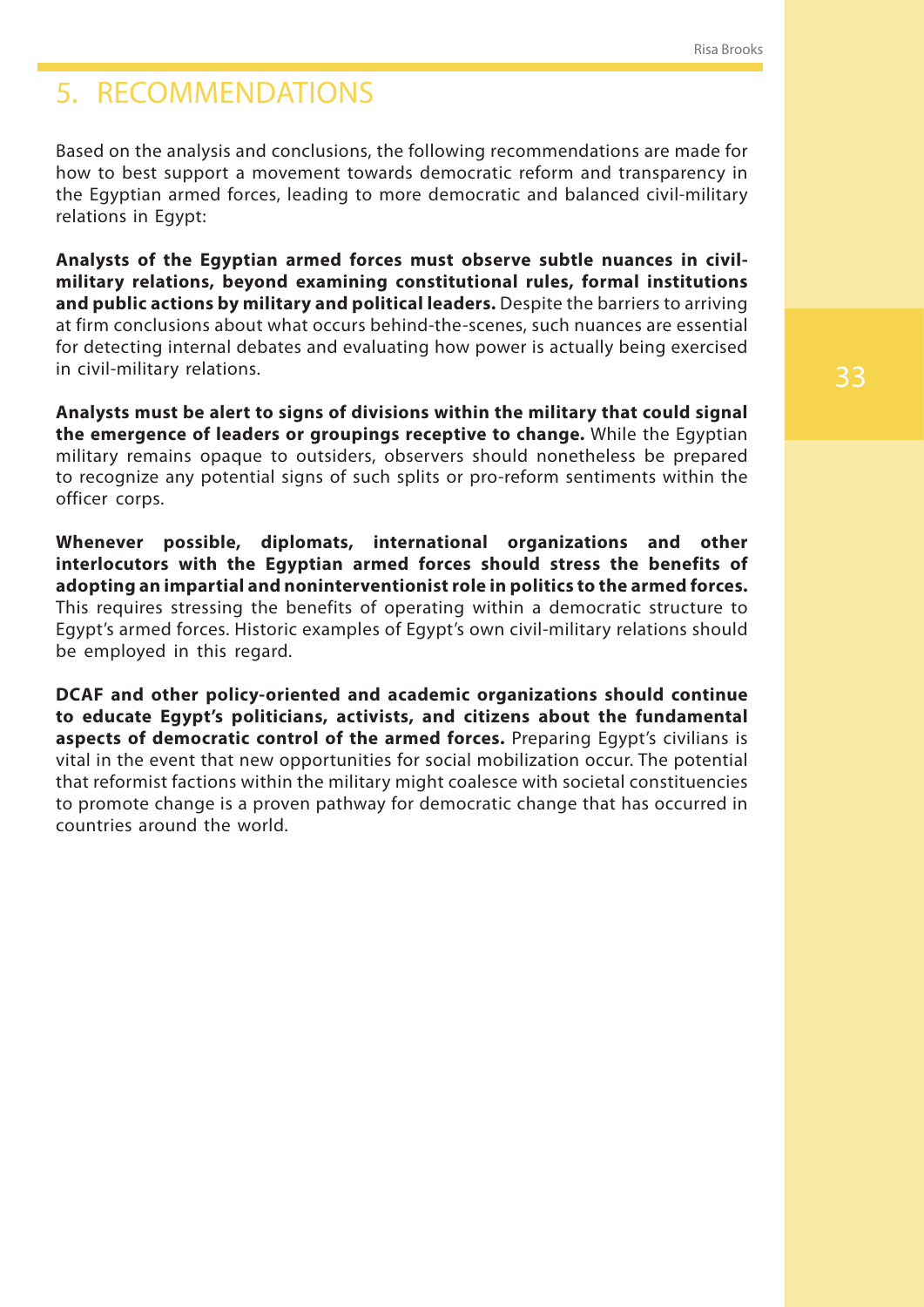## 5. RECOMMENDATIONS

Based on the analysis and conclusions, the following recommendations are made for how to best support a movement towards democratic reform and transparency in the Egyptian armed forces, leading to more democratic and balanced civil-military relations in Egypt:

**Analysts of the Egyptian armed forces must observe subtle nuances in civil-military relations, beyond examining constitutional rules, formal institutions and public actions by military and political leaders.** Despite the barriers to arriving at firm conclusions about what occurs behind-the-scenes, such nuances are essential for detecting internal debates and evaluating how power is actually being exercised in civil-military relations.

**Analysts must be alert to signs of divisions within the military that could signal the emergence of leaders or groupings receptive to change.** While the Egyptian military remains opaque to outsiders, observers should nonetheless be prepared to recognize any potential signs of such splits or pro-reform sentiments within the officer corps.

**Whenever possible, diplomats, international organizations and other interlocutors with the Egyptian armed forces should stress the benefits of adopting an impartial and noninterventionist role in politics to the armed forces.** This requires stressing the benefits of operating within a democratic structure to Egypt's armed forces. Historic examples of Egypt's own civil-military relations should be employed in this regard.

**DCAF and other policy-oriented and academic organizations should continue to educate Egypt's politicians, activists, and citizens about the fundamental aspects of democratic control of the armed forces.** Preparing Egypt's civilians is vital in the event that new opportunities for social mobilization occur. The potential that reformist factions within the military might coalesce with societal constituencies to promote change is a proven pathway for democratic change that has occurred in countries around the world.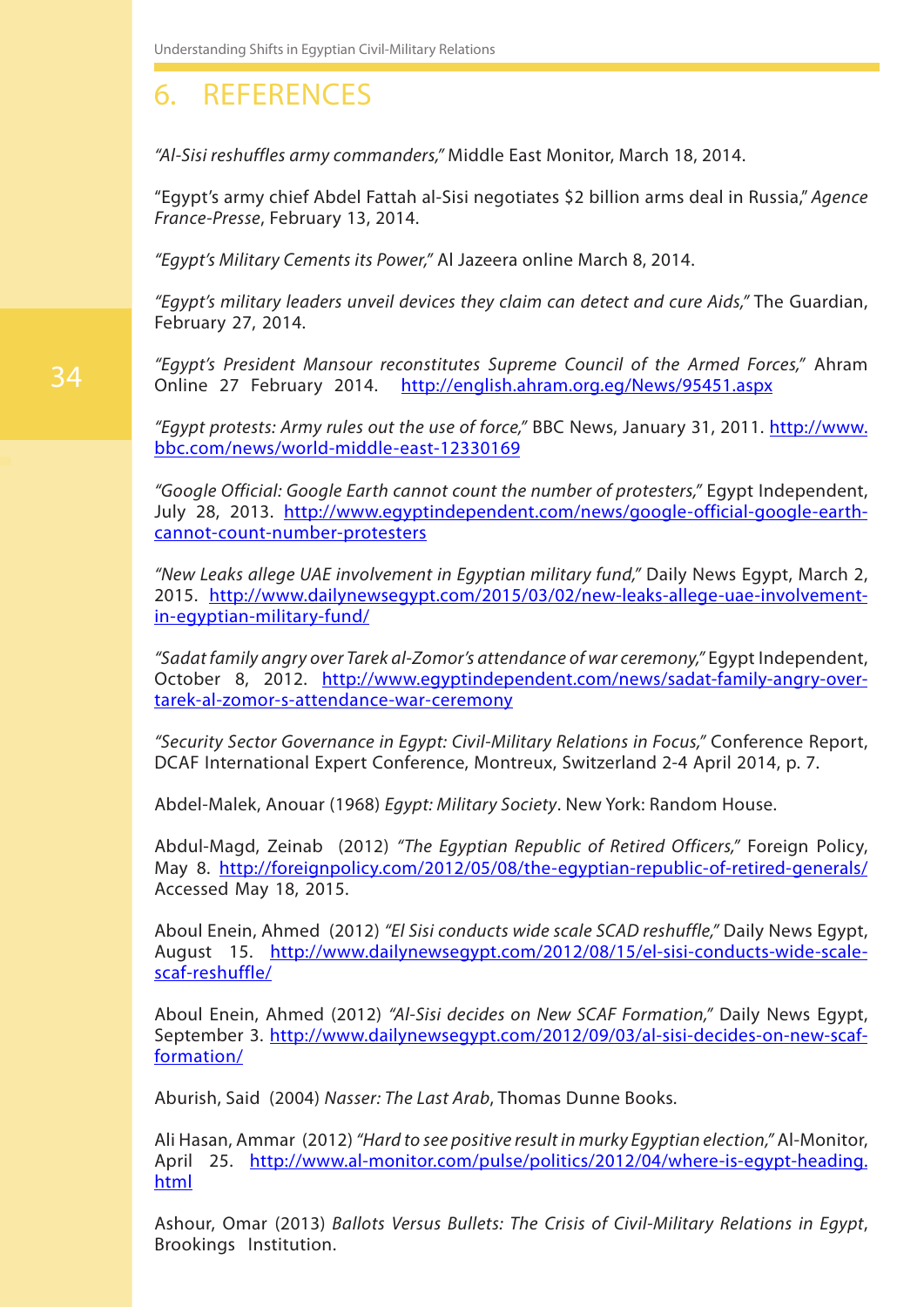# 6. REFERENCES

*"Al-Sisi reshuffles army commanders,"* Middle East Monitor, March 18, 2014.

"Egypt's army chief Abdel Fattah al-Sisi negotiates $2 billion arms deal in Russia," *Agence France-Presse*, February 13, 2014.

*"Egypt's Military Cements its Power,"* Al Jazeera online March 8, 2014.

*"Egypt's military leaders unveil devices they claim can detect and cure Aids,"* The Guardian, February 27, 2014.

*"Egypt's President Mansour reconstitutes Supreme Council of the Armed Forces,"* Ahram Online 27 February 2014. http://english.ahram.org.eg/News/95451.aspx

*"Egypt protests: Army rules out the use of force,"* BBC News, January 31, 2011. http://www.bbc.com/news/world-middle-east-12330169

*"Google Official: Google Earth cannot count the number of protesters,"* Egypt Independent, July 28, 2013. http://www.egyptindependent.com/news/google-official-google-earth-cannot-count-number-protesters

*"New Leaks allege UAE involvement in Egyptian military fund,"* Daily News Egypt, March 2, 2015. http://www.dailynewsegypt.com/2015/03/02/new-leaks-allege-uae-involvement-in-egyptian-military-fund/

*"Sadat family angry over Tarek al-Zomor's attendance of war ceremony,"* Egypt Independent, October 8, 2012. http://www.egyptindependent.com/news/sadat-family-angry-over-tarek-al-zomor-s-attendance-war-ceremony

*"Security Sector Governance in Egypt: Civil-Military Relations in Focus,"* Conference Report, DCAF International Expert Conference, Montreux, Switzerland 2-4 April 2014, p. 7.

Abdel-Malek, Anouar (1968) *Egypt: Military Society*. New York: Random House.

Abdul-Magd, Zeinab (2012) *"The Egyptian Republic of Retired Officers,"* Foreign Policy, May 8. http://foreignpolicy.com/2012/05/08/the-egyptian-republic-of-retired-generals/ Accessed May 18, 2015.

Aboul Enein, Ahmed (2012) *"El Sisi conducts wide scale SCAD reshuffle,"* Daily News Egypt, August 15. http://www.dailynewsegypt.com/2012/08/15/el-sisi-conducts-wide-scale-scaf-reshuffle/

Aboul Enein, Ahmed (2012) *"Al-Sisi decides on New SCAF Formation,"* Daily News Egypt, September 3. http://www.dailynewsegypt.com/2012/09/03/al-sisi-decides-on-new-scaf-formation/

Aburish, Said (2004) *Nasser: The Last Arab*, Thomas Dunne Books.

Ali Hasan, Ammar (2012) *"Hard to see positive result in murky Egyptian election,"* Al-Monitor, April 25. http://www.al-monitor.com/pulse/politics/2012/04/where-is-egypt-heading.html

Ashour, Omar (2013) *Ballots Versus Bullets: The Crisis of Civil-Military Relations in Egypt*, Brookings Institution.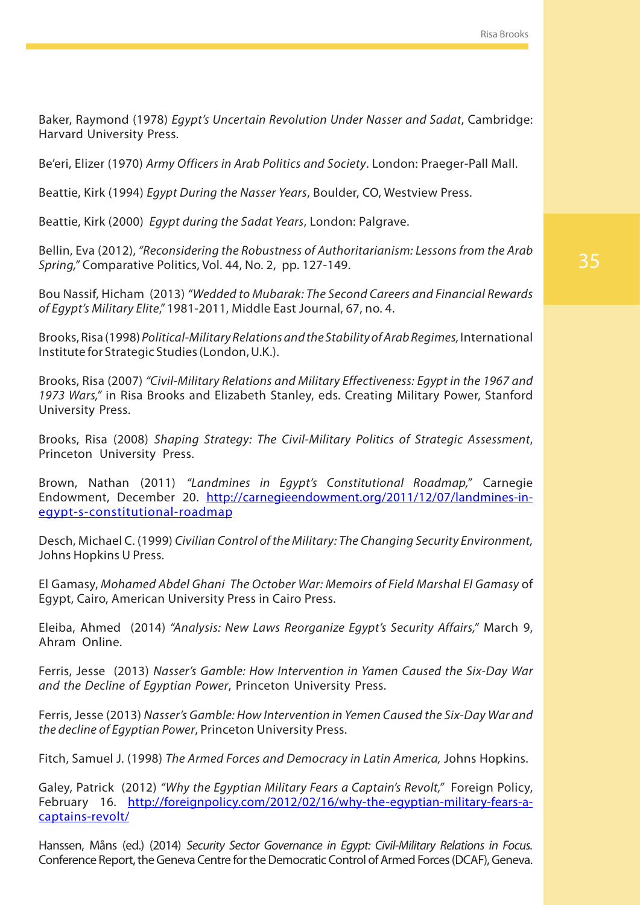Baker, Raymond (1978) *Egypt's Uncertain Revolution Under Nasser and Sadat*, Cambridge: Harvard University Press.

Be'eri, Elizer (1970) *Army Officers in Arab Politics and Society*. London: Praeger-Pall Mall.

Beattie, Kirk (1994) *Egypt During the Nasser Years*, Boulder, CO, Westview Press.

Beattie, Kirk (2000) *Egypt during the Sadat Years*, London: Palgrave.

Bellin, Eva (2012), *"Reconsidering the Robustness of Authoritarianism: Lessons from the Arab Spring,"* Comparative Politics, Vol. 44, No. 2, pp. 127-149.

Bou Nassif, Hicham (2013) *"Wedded to Mubarak: The Second Careers and Financial Rewards of Egypt's Military Elite*," 1981-2011, Middle East Journal, 67, no. 4.

Brooks, Risa (1998) *Political-Military Relations and the Stability of Arab Regimes,* International Institute for Strategic Studies (London, U.K.).

Brooks, Risa (2007) *"Civil-Military Relations and Military Effectiveness: Egypt in the 1967 and 1973 Wars,"* in Risa Brooks and Elizabeth Stanley, eds. Creating Military Power, Stanford University Press.

Brooks, Risa (2008) *Shaping Strategy: The Civil-Military Politics of Strategic Assessment*, Princeton University Press.

Brown, Nathan (2011) *"Landmines in Egypt's Constitutional Roadmap,"* Carnegie Endowment, December 20. http://carnegieendowment.org/2011/12/07/landmines-in-egypt-s-constitutional-roadmap

Desch, Michael C. (1999) *Civilian Control of the Military: The Changing Security Environment,* Johns Hopkins U Press.

El Gamasy, *Mohamed Abdel Ghani The October War: Memoirs of Field Marshal El Gamasy* of Egypt, Cairo, American University Press in Cairo Press.

Eleiba, Ahmed (2014) *"Analysis: New Laws Reorganize Egypt's Security Affairs,"* March 9, Ahram Online.

Ferris, Jesse (2013) *Nasser's Gamble: How Intervention in Yamen Caused the Six-Day War and the Decline of Egyptian Power*, Princeton University Press.

Ferris, Jesse (2013) *Nasser's Gamble: How Intervention in Yemen Caused the Six-Day War and the decline of Egyptian Power*, Princeton University Press.

Fitch, Samuel J. (1998) *The Armed Forces and Democracy in Latin America,* Johns Hopkins.

Galey, Patrick (2012) *"Why the Egyptian Military Fears a Captain's Revolt,"* Foreign Policy, February 16. http://foreignpolicy.com/2012/02/16/why-the-egyptian-military-fears-a-captains-revolt/

Hanssen, Måns (ed.) (2014) *Security Sector Governance in Egypt: Civil-Military Relations in Focus.* Conference Report, the Geneva Centre for the Democratic Control of Armed Forces (DCAF), Geneva.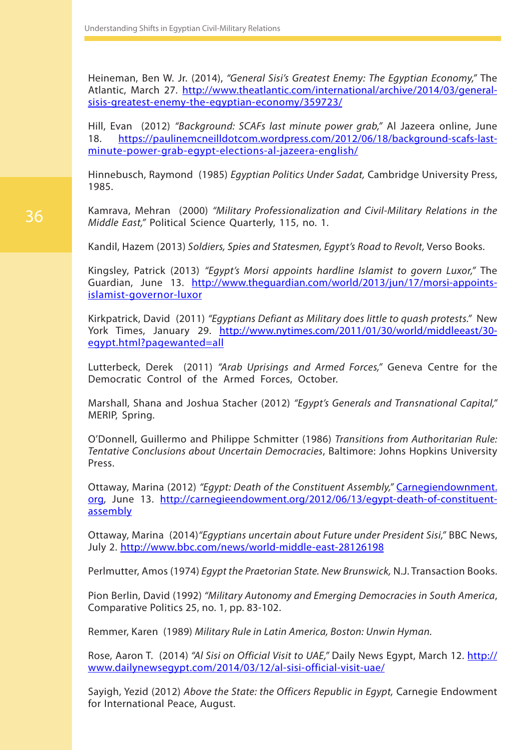Heineman, Ben W. Jr. (2014), *"General Sisi's Greatest Enemy: The Egyptian Economy,"* The Atlantic, March 27. http://www.theatlantic.com/international/archive/2014/03/general-sisis-greatest-enemy-the-egyptian-economy/359723/

Hill, Evan (2012) *"Background: SCAFs last minute power grab,"* Al Jazeera online, June 18. https://paulinemcneilldotcom.wordpress.com/2012/06/18/background-scafs-last-minute-power-grab-egypt-elections-al-jazeera-english/

Hinnebusch, Raymond (1985) *Egyptian Politics Under Sadat,* Cambridge University Press, 1985.

Kamrava, Mehran (2000) *"Military Professionalization and Civil-Military Relations in the Middle East,"* Political Science Quarterly, 115, no. 1.

Kandil, Hazem (2013) *Soldiers, Spies and Statesmen, Egypt's Road to Revolt,* Verso Books.

Kingsley, Patrick (2013) *"Egypt's Morsi appoints hardline Islamist to govern Luxor,"* The Guardian, June 13. http://www.theguardian.com/world/2013/jun/17/morsi-appoints-islamist-governor-luxor

Kirkpatrick, David (2011) *"Egyptians Defiant as Military does little to quash protests."* New York Times, January 29. http://www.nytimes.com/2011/01/30/world/middleeast/30-egypt.html?pagewanted=all

Lutterbeck, Derek (2011) *"Arab Uprisings and Armed Forces,"* Geneva Centre for the Democratic Control of the Armed Forces, October.

Marshall, Shana and Joshua Stacher (2012) *"Egypt's Generals and Transnational Capital,"* MERIP, Spring.

O'Donnell, Guillermo and Philippe Schmitter (1986) *Transitions from Authoritarian Rule: Tentative Conclusions about Uncertain Democracies*, Baltimore: Johns Hopkins University Press.

Ottaway, Marina (2012) *"Egypt: Death of the Constituent Assembly,"* Carnegiendownment.org, June 13. http://carnegieendowment.org/2012/06/13/egypt-death-of-constituent-assembly

Ottaway, Marina (2014)*"Egyptians uncertain about Future under President Sisi,"* BBC News, July 2. http://www.bbc.com/news/world-middle-east-28126198

Perlmutter, Amos (1974) *Egypt the Praetorian State. New Brunswick,* N.J. Transaction Books.

Pion Berlin, David (1992) *"Military Autonomy and Emerging Democracies in South America*, Comparative Politics 25, no. 1, pp. 83-102.

Remmer, Karen (1989) *Military Rule in Latin America, Boston: Unwin Hyman.*

Rose, Aaron T. (2014) *"Al Sisi on Official Visit to UAE,"* Daily News Egypt, March 12. http://www.dailynewsegypt.com/2014/03/12/al-sisi-official-visit-uae/

Sayigh, Yezid (2012) *Above the State: the Officers Republic in Egypt,* Carnegie Endowment for International Peace, August.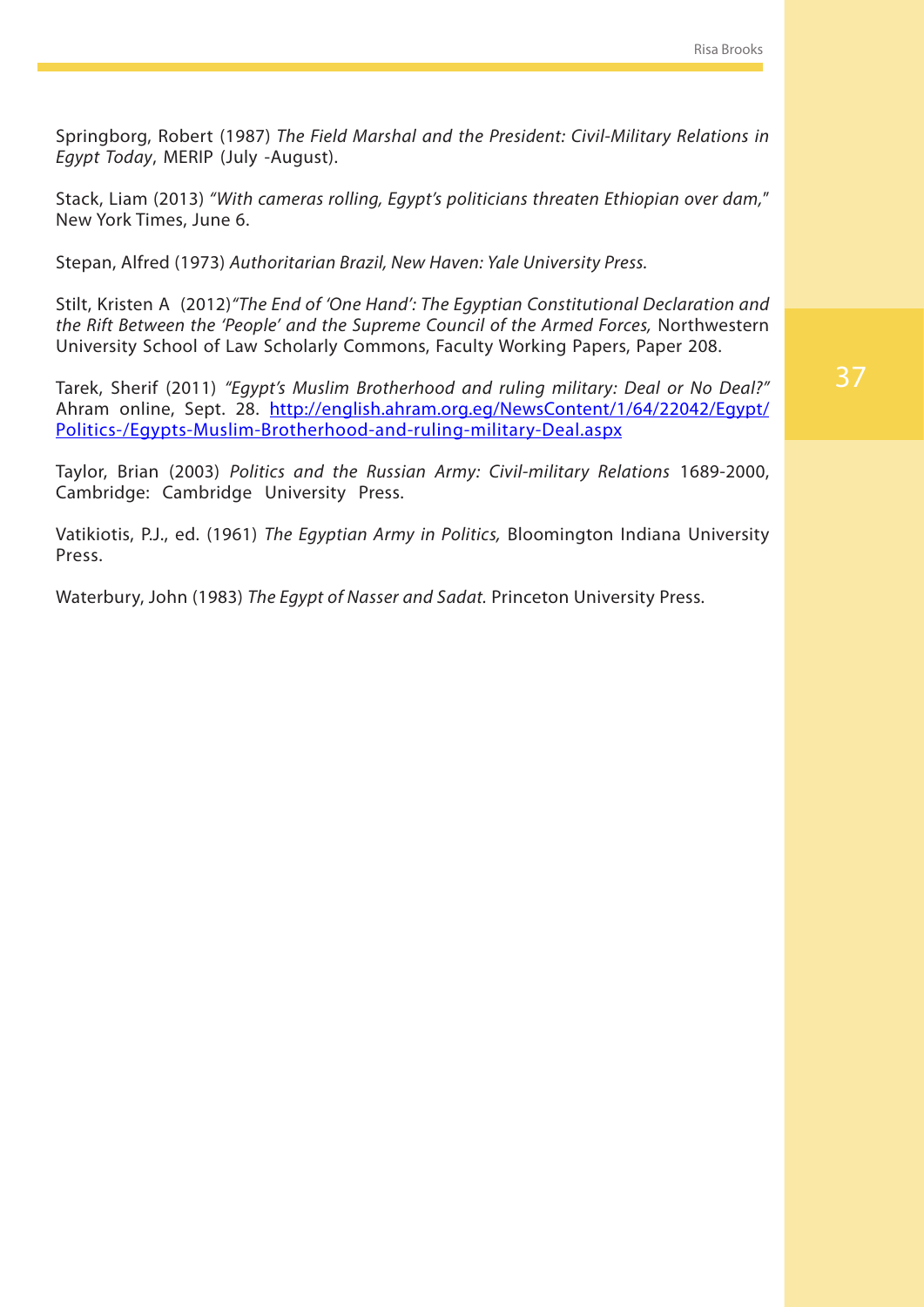Springborg, Robert (1987) *The Field Marshal and the President: Civil-Military Relations in Egypt Today*, MERIP (July -August).

Stack, Liam (2013) *"With cameras rolling, Egypt's politicians threaten Ethiopian over dam,"* New York Times, June 6.

Stepan, Alfred (1973) *Authoritarian Brazil, New Haven: Yale University Press.*

Stilt, Kristen A (2012)*"The End of 'One Hand': The Egyptian Constitutional Declaration and the Rift Between the 'People' and the Supreme Council of the Armed Forces,* Northwestern University School of Law Scholarly Commons, Faculty Working Papers, Paper 208.

Tarek, Sherif (2011) *"Egypt's Muslim Brotherhood and ruling military: Deal or No Deal?"* Ahram online, Sept. 28. http://english.ahram.org.eg/NewsContent/1/64/22042/Egypt/Politics-/Egypts-Muslim-Brotherhood-and-ruling-military-Deal.aspx

Taylor, Brian (2003) *Politics and the Russian Army: Civil-military Relations* 1689-2000, Cambridge: Cambridge University Press.

Vatikiotis, P.J., ed. (1961) *The Egyptian Army in Politics,* Bloomington Indiana University Press.

Waterbury, John (1983) *The Egypt of Nasser and Sadat.* Princeton University Press.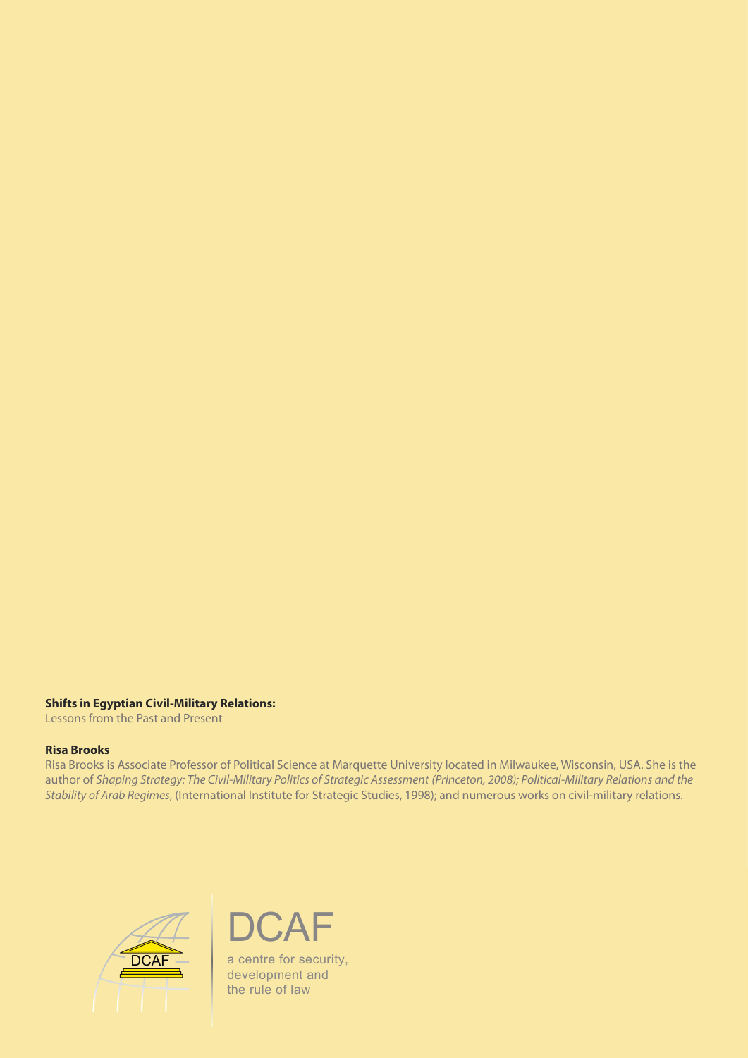**Shifts in Egyptian Civil-Military Relations:**
Lessons from the Past and Present

**Risa Brooks**
Risa Brooks is Associate Professor of Political Science at Marquette University located in Milwaukee, Wisconsin, USA. She is the author of *Shaping Strategy: The Civil-Military Politics of Strategic Assessment (Princeton, 2008); Political-Military Relations and the Stability of Arab Regimes*, (International Institute for Strategic Studies, 1998); and numerous works on civil-military relations.

DCAF

a centre for security, development and the rule of law